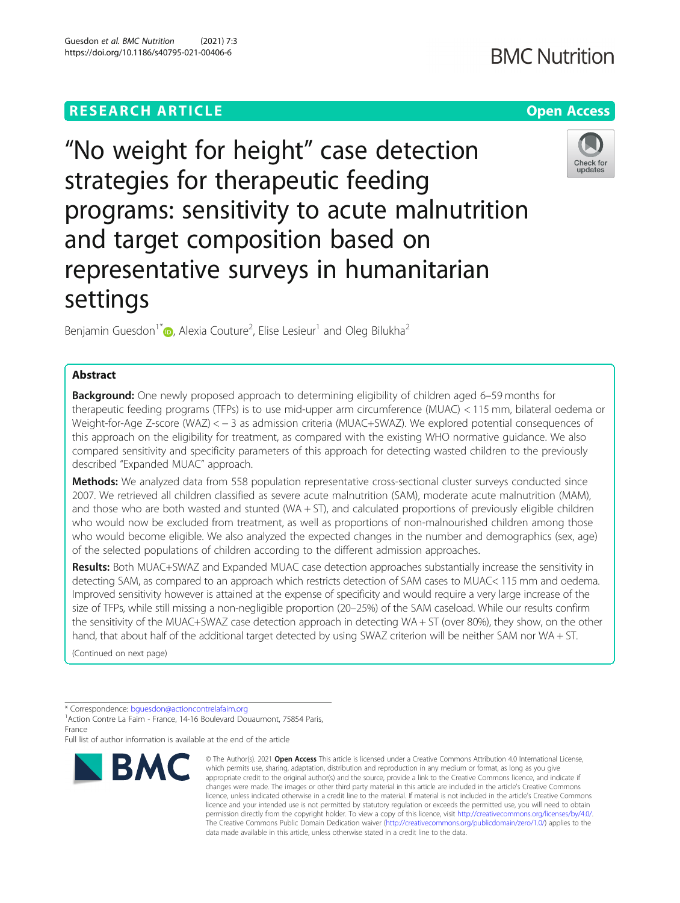RESEARCH ARTICLE

Open Access

# "No weight for height" case detection strategies for therapeutic feeding programs: sensitivity to acute malnutrition and target composition based on representative surveys in humanitarian settings

Benjamin Guesdon[1*], Alexia Couture[2], Elise Lesieur[1] and Oleg Bilukha[2]

## Abstract

**Background:** One newly proposed approach to determining eligibility of children aged 6–59 months for therapeutic feeding programs (TFPs) is to use mid-upper arm circumference (MUAC) < 115 mm, bilateral oedema or Weight-for-Age Z-score (WAZ) < − 3 as admission criteria (MUAC+SWAZ). We explored potential consequences of this approach on the eligibility for treatment, as compared with the existing WHO normative guidance. We also compared sensitivity and specificity parameters of this approach for detecting wasted children to the previously described "Expanded MUAC" approach.

**Methods:** We analyzed data from 558 population representative cross-sectional cluster surveys conducted since 2007. We retrieved all children classified as severe acute malnutrition (SAM), moderate acute malnutrition (MAM), and those who are both wasted and stunted (WA + ST), and calculated proportions of previously eligible children who would now be excluded from treatment, as well as proportions of non-malnourished children among those who would become eligible. We also analyzed the expected changes in the number and demographics (sex, age) of the selected populations of children according to the different admission approaches.

**Results:** Both MUAC+SWAZ and Expanded MUAC case detection approaches substantially increase the sensitivity in detecting SAM, as compared to an approach which restricts detection of SAM cases to MUAC< 115 mm and oedema. Improved sensitivity however is attained at the expense of specificity and would require a very large increase of the size of TFPs, while still missing a non-negligible proportion (20–25%) of the SAM caseload. While our results confirm the sensitivity of the MUAC+SWAZ case detection approach in detecting WA + ST (over 80%), they show, on the other hand, that about half of the additional target detected by using SWAZ criterion will be neither SAM nor WA + ST.

(Continued on next page)

* Correspondence: bguesdon@actioncontrelafaim.org
[1]Action Contre La Faim - France, 14-16 Boulevard Douaumont, 75854 Paris, France
Full list of author information is available at the end of the article

© The Author(s). 2021 **Open Access** This article is licensed under a Creative Commons Attribution 4.0 International License, which permits use, sharing, adaptation, distribution and reproduction in any medium or format, as long as you give appropriate credit to the original author(s) and the source, provide a link to the Creative Commons licence, and indicate if changes were made. The images or other third party material in this article are included in the article's Creative Commons licence, unless indicated otherwise in a credit line to the material. If material is not included in the article's Creative Commons licence and your intended use is not permitted by statutory regulation or exceeds the permitted use, you will need to obtain permission directly from the copyright holder. To view a copy of this licence, visit http://creativecommons.org/licenses/by/4.0/. The Creative Commons Public Domain Dedication waiver (http://creativecommons.org/publicdomain/zero/1.0/) applies to the data made available in this article, unless otherwise stated in a credit line to the data.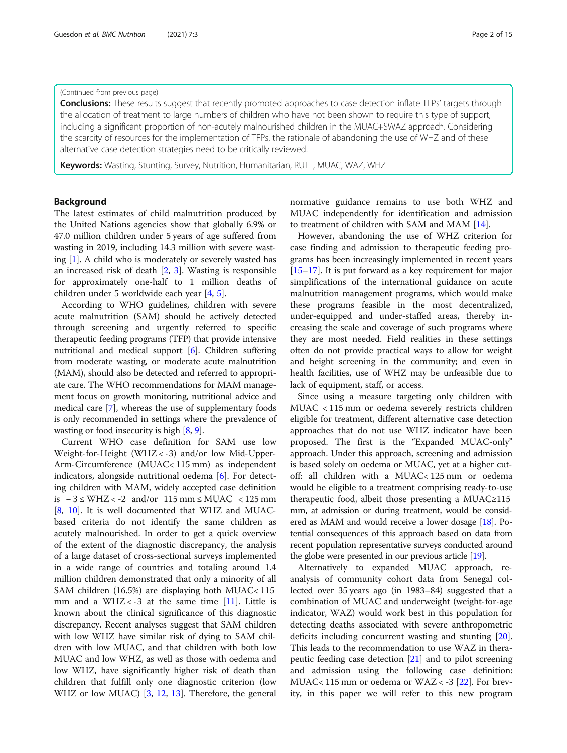(Continued from previous page)

**Conclusions:** These results suggest that recently promoted approaches to case detection inflate TFPs' targets through the allocation of treatment to large numbers of children who have not been shown to require this type of support, including a significant proportion of non-acutely malnourished children in the MUAC+SWAZ approach. Considering the scarcity of resources for the implementation of TFPs, the rationale of abandoning the use of WHZ and of these alternative case detection strategies need to be critically reviewed.

**Keywords:** Wasting, Stunting, Survey, Nutrition, Humanitarian, RUTF, MUAC, WAZ, WHZ

## Background

The latest estimates of child malnutrition produced by the United Nations agencies show that globally 6.9% or 47.0 million children under 5 years of age suffered from wasting in 2019, including 14.3 million with severe wasting [1]. A child who is moderately or severely wasted has an increased risk of death [2, 3]. Wasting is responsible for approximately one-half to 1 million deaths of children under 5 worldwide each year [4, 5].

According to WHO guidelines, children with severe acute malnutrition (SAM) should be actively detected through screening and urgently referred to specific therapeutic feeding programs (TFP) that provide intensive nutritional and medical support [6]. Children suffering from moderate wasting, or moderate acute malnutrition (MAM), should also be detected and referred to appropriate care. The WHO recommendations for MAM management focus on growth monitoring, nutritional advice and medical care [7], whereas the use of supplementary foods is only recommended in settings where the prevalence of wasting or food insecurity is high [8, 9].

Current WHO case definition for SAM use low Weight-for-Height (WHZ < -3) and/or low Mid-Upper-Arm-Circumference (MUAC< 115 mm) as independent indicators, alongside nutritional oedema [6]. For detecting children with MAM, widely accepted case definition is $-3 \leq$ WHZ < -2 and/or 115 mm $\leq$ MUAC < 125 mm [8, 10]. It is well documented that WHZ and MUAC-based criteria do not identify the same children as acutely malnourished. In order to get a quick overview of the extent of the diagnostic discrepancy, the analysis of a large dataset of cross-sectional surveys implemented in a wide range of countries and totaling around 1.4 million children demonstrated that only a minority of all SAM children (16.5%) are displaying both MUAC< 115 mm and a WHZ < -3 at the same time [11]. Little is known about the clinical significance of this diagnostic discrepancy. Recent analyses suggest that SAM children with low WHZ have similar risk of dying to SAM children with low MUAC, and that children with both low MUAC and low WHZ, as well as those with oedema and low WHZ, have significantly higher risk of death than children that fulfill only one diagnostic criterion (low WHZ or low MUAC) [3, 12, 13]. Therefore, the general normative guidance remains to use both WHZ and MUAC independently for identification and admission to treatment of children with SAM and MAM [14].

However, abandoning the use of WHZ criterion for case finding and admission to therapeutic feeding programs has been increasingly implemented in recent years [15–17]. It is put forward as a key requirement for major simplifications of the international guidance on acute malnutrition management programs, which would make these programs feasible in the most decentralized, under-equipped and under-staffed areas, thereby increasing the scale and coverage of such programs where they are most needed. Field realities in these settings often do not provide practical ways to allow for weight and height screening in the community; and even in health facilities, use of WHZ may be unfeasible due to lack of equipment, staff, or access.

Since using a measure targeting only children with MUAC < 115 mm or oedema severely restricts children eligible for treatment, different alternative case detection approaches that do not use WHZ indicator have been proposed. The first is the "Expanded MUAC-only" approach. Under this approach, screening and admission is based solely on oedema or MUAC, yet at a higher cut-off: all children with a MUAC< 125 mm or oedema would be eligible to a treatment comprising ready-to-use therapeutic food, albeit those presenting a MUAC≥115 mm, at admission or during treatment, would be considered as MAM and would receive a lower dosage [18]. Potential consequences of this approach based on data from recent population representative surveys conducted around the globe were presented in our previous article [19].

Alternatively to expanded MUAC approach, re-analysis of community cohort data from Senegal collected over 35 years ago (in 1983–84) suggested that a combination of MUAC and underweight (weight-for-age indicator, WAZ) would work best in this population for detecting deaths associated with severe anthropometric deficits including concurrent wasting and stunting [20]. This leads to the recommendation to use WAZ in therapeutic feeding case detection [21] and to pilot screening and admission using the following case definition: MUAC< 115 mm or oedema or WAZ < -3 [22]. For brevity, in this paper we will refer to this new program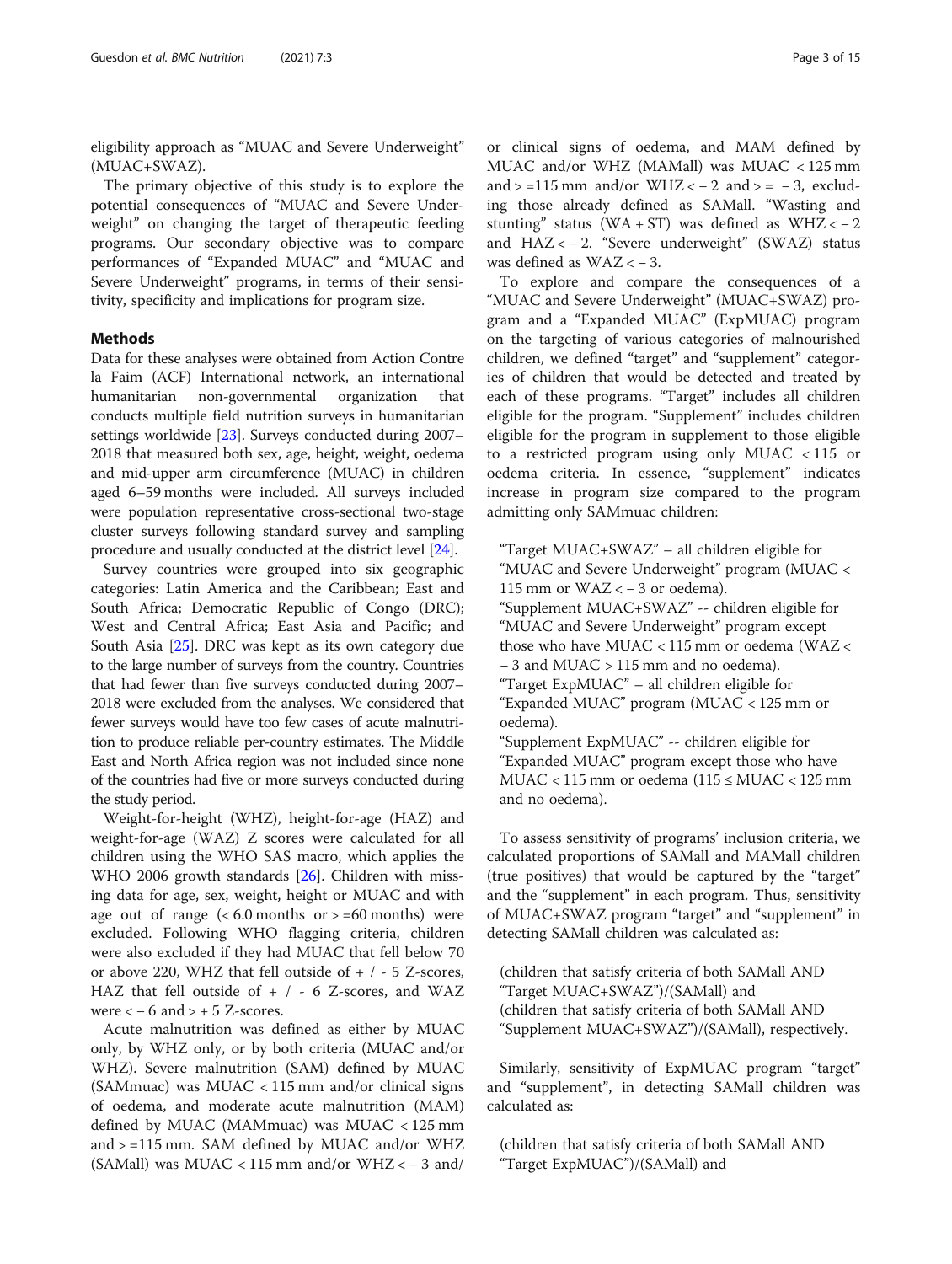eligibility approach as "MUAC and Severe Underweight" (MUAC+SWAZ).

The primary objective of this study is to explore the potential consequences of "MUAC and Severe Underweight" on changing the target of therapeutic feeding programs. Our secondary objective was to compare performances of "Expanded MUAC" and "MUAC and Severe Underweight" programs, in terms of their sensitivity, specificity and implications for program size.

## Methods

Data for these analyses were obtained from Action Contre la Faim (ACF) International network, an international humanitarian non-governmental organization that conducts multiple field nutrition surveys in humanitarian settings worldwide [23]. Surveys conducted during 2007–2018 that measured both sex, age, height, weight, oedema and mid-upper arm circumference (MUAC) in children aged 6–59 months were included. All surveys included were population representative cross-sectional two-stage cluster surveys following standard survey and sampling procedure and usually conducted at the district level [24].

Survey countries were grouped into six geographic categories: Latin America and the Caribbean; East and South Africa; Democratic Republic of Congo (DRC); West and Central Africa; East Asia and Pacific; and South Asia [25]. DRC was kept as its own category due to the large number of surveys from the country. Countries that had fewer than five surveys conducted during 2007–2018 were excluded from the analyses. We considered that fewer surveys would have too few cases of acute malnutrition to produce reliable per-country estimates. The Middle East and North Africa region was not included since none of the countries had five or more surveys conducted during the study period.

Weight-for-height (WHZ), height-for-age (HAZ) and weight-for-age (WAZ) Z scores were calculated for all children using the WHO SAS macro, which applies the WHO 2006 growth standards [26]. Children with missing data for age, sex, weight, height or MUAC and with age out of range (< 6.0 months or > =60 months) were excluded. Following WHO flagging criteria, children were also excluded if they had MUAC that fell below 70 or above 220, WHZ that fell outside of + / - 5 Z-scores, HAZ that fell outside of + / - 6 Z-scores, and WAZ were < − 6 and > + 5 Z-scores.

Acute malnutrition was defined as either by MUAC only, by WHZ only, or by both criteria (MUAC and/or WHZ). Severe malnutrition (SAM) defined by MUAC (SAMmuac) was MUAC < 115 mm and/or clinical signs of oedema, and moderate acute malnutrition (MAM) defined by MUAC (MAMmuac) was MUAC < 125 mm and > =115 mm. SAM defined by MUAC and/or WHZ (SAMall) was MUAC < 115 mm and/or WHZ < − 3 and/or clinical signs of oedema, and MAM defined by MUAC and/or WHZ (MAMall) was MUAC < 125 mm and > =115 mm and/or WHZ < − 2 and > = − 3, excluding those already defined as SAMall. "Wasting and stunting" status (WA + ST) was defined as WHZ < − 2 and HAZ < − 2. "Severe underweight" (SWAZ) status was defined as WAZ < − 3.

To explore and compare the consequences of a "MUAC and Severe Underweight" (MUAC+SWAZ) program and a "Expanded MUAC" (ExpMUAC) program on the targeting of various categories of malnourished children, we defined "target" and "supplement" categories of children that would be detected and treated by each of these programs. "Target" includes all children eligible for the program. "Supplement" includes children eligible for the program in supplement to those eligible to a restricted program using only MUAC < 115 or oedema criteria. In essence, "supplement" indicates increase in program size compared to the program admitting only SAMmuac children:

"Target MUAC+SWAZ" – all children eligible for "MUAC and Severe Underweight" program (MUAC < 115 mm or WAZ < − 3 or oedema).
"Supplement MUAC+SWAZ" -- children eligible for "MUAC and Severe Underweight" program except those who have MUAC < 115 mm or oedema (WAZ < − 3 and MUAC > 115 mm and no oedema).
"Target ExpMUAC" – all children eligible for "Expanded MUAC" program (MUAC < 125 mm or oedema).
"Supplement ExpMUAC" -- children eligible for "Expanded MUAC" program except those who have MUAC < 115 mm or oedema (115 ≤ MUAC < 125 mm and no oedema).

To assess sensitivity of programs' inclusion criteria, we calculated proportions of SAMall and MAMall children (true positives) that would be captured by the "target" and the "supplement" in each program. Thus, sensitivity of MUAC+SWAZ program "target" and "supplement" in detecting SAMall children was calculated as:

(children that satisfy criteria of both SAMall AND "Target MUAC+SWAZ")/(SAMall) and
(children that satisfy criteria of both SAMall AND "Supplement MUAC+SWAZ")/(SAMall), respectively.

Similarly, sensitivity of ExpMUAC program "target" and "supplement", in detecting SAMall children was calculated as:

(children that satisfy criteria of both SAMall AND "Target ExpMUAC")/(SAMall) and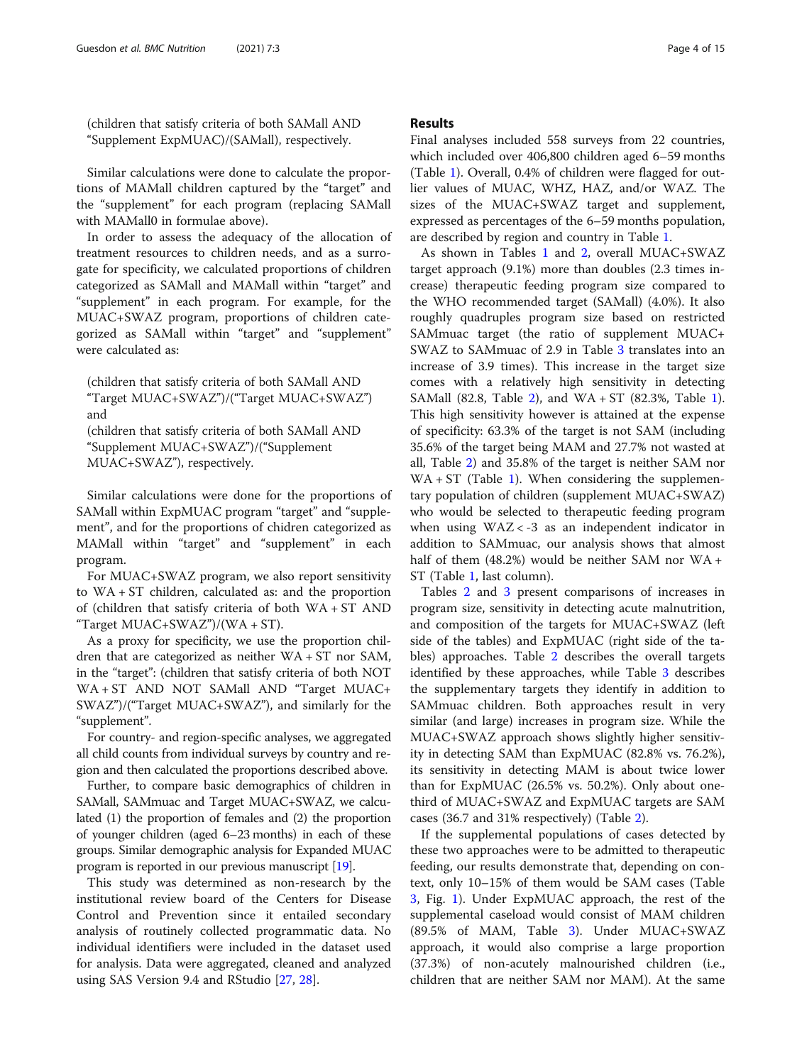(children that satisfy criteria of both SAMall AND "Supplement ExpMUAC)/(SAMall), respectively.

Similar calculations were done to calculate the proportions of MAMall children captured by the "target" and the "supplement" for each program (replacing SAMall with MAMall0 in formulae above).

In order to assess the adequacy of the allocation of treatment resources to children needs, and as a surrogate for specificity, we calculated proportions of children categorized as SAMall and MAMall within "target" and "supplement" in each program. For example, for the MUAC+SWAZ program, proportions of children categorized as SAMall within "target" and "supplement" were calculated as:

(children that satisfy criteria of both SAMall AND "Target MUAC+SWAZ")/("Target MUAC+SWAZ") and
(children that satisfy criteria of both SAMall AND "Supplement MUAC+SWAZ")/("Supplement MUAC+SWAZ"), respectively.

Similar calculations were done for the proportions of SAMall within ExpMUAC program "target" and "supplement", and for the proportions of chidren categorized as MAMall within "target" and "supplement" in each program.

For MUAC+SWAZ program, we also report sensitivity to WA + ST children, calculated as: and the proportion of (children that satisfy criteria of both WA + ST AND "Target MUAC+SWAZ")/(WA + ST).

As a proxy for specificity, we use the proportion children that are categorized as neither WA + ST nor SAM, in the "target": (children that satisfy criteria of both NOT WA + ST AND NOT SAMall AND "Target MUAC+SWAZ")/("Target MUAC+SWAZ"), and similarly for the "supplement".

For country- and region-specific analyses, we aggregated all child counts from individual surveys by country and region and then calculated the proportions described above.

Further, to compare basic demographics of children in SAMall, SAMmuac and Target MUAC+SWAZ, we calculated (1) the proportion of females and (2) the proportion of younger children (aged 6–23 months) in each of these groups. Similar demographic analysis for Expanded MUAC program is reported in our previous manuscript [19].

This study was determined as non-research by the institutional review board of the Centers for Disease Control and Prevention since it entailed secondary analysis of routinely collected programmatic data. No individual identifiers were included in the dataset used for analysis. Data were aggregated, cleaned and analyzed using SAS Version 9.4 and RStudio [27, 28].

## Results

Final analyses included 558 surveys from 22 countries, which included over 406,800 children aged 6–59 months (Table 1). Overall, 0.4% of children were flagged for outlier values of MUAC, WHZ, HAZ, and/or WAZ. The sizes of the MUAC+SWAZ target and supplement, expressed as percentages of the 6–59 months population, are described by region and country in Table 1.

As shown in Tables 1 and 2, overall MUAC+SWAZ target approach (9.1%) more than doubles (2.3 times increase) therapeutic feeding program size compared to the WHO recommended target (SAMall) (4.0%). It also roughly quadruples program size based on restricted SAMmuac target (the ratio of supplement MUAC+SWAZ to SAMmuac of 2.9 in Table 3 translates into an increase of 3.9 times). This increase in the target size comes with a relatively high sensitivity in detecting SAMall (82.8, Table 2), and WA + ST (82.3%, Table 1). This high sensitivity however is attained at the expense of specificity: 63.3% of the target is not SAM (including 35.6% of the target being MAM and 27.7% not wasted at all, Table 2) and 35.8% of the target is neither SAM nor WA + ST (Table 1). When considering the supplementary population of children (supplement MUAC+SWAZ) who would be selected to therapeutic feeding program when using WAZ < -3 as an independent indicator in addition to SAMmuac, our analysis shows that almost half of them (48.2%) would be neither SAM nor WA + ST (Table 1, last column).

Tables 2 and 3 present comparisons of increases in program size, sensitivity in detecting acute malnutrition, and composition of the targets for MUAC+SWAZ (left side of the tables) and ExpMUAC (right side of the tables) approaches. Table 2 describes the overall targets identified by these approaches, while Table 3 describes the supplementary targets they identify in addition to SAMmuac children. Both approaches result in very similar (and large) increases in program size. While the MUAC+SWAZ approach shows slightly higher sensitivity in detecting SAM than ExpMUAC (82.8% vs. 76.2%), its sensitivity in detecting MAM is about twice lower than for ExpMUAC (26.5% vs. 50.2%). Only about one-third of MUAC+SWAZ and ExpMUAC targets are SAM cases (36.7 and 31% respectively) (Table 2).

If the supplemental populations of cases detected by these two approaches were to be admitted to therapeutic feeding, our results demonstrate that, depending on context, only 10–15% of them would be SAM cases (Table 3, Fig. 1). Under ExpMUAC approach, the rest of the supplemental caseload would consist of MAM children (89.5% of MAM, Table 3). Under MUAC+SWAZ approach, it would also comprise a large proportion (37.3%) of non-acutely malnourished children (i.e., children that are neither SAM nor MAM). At the same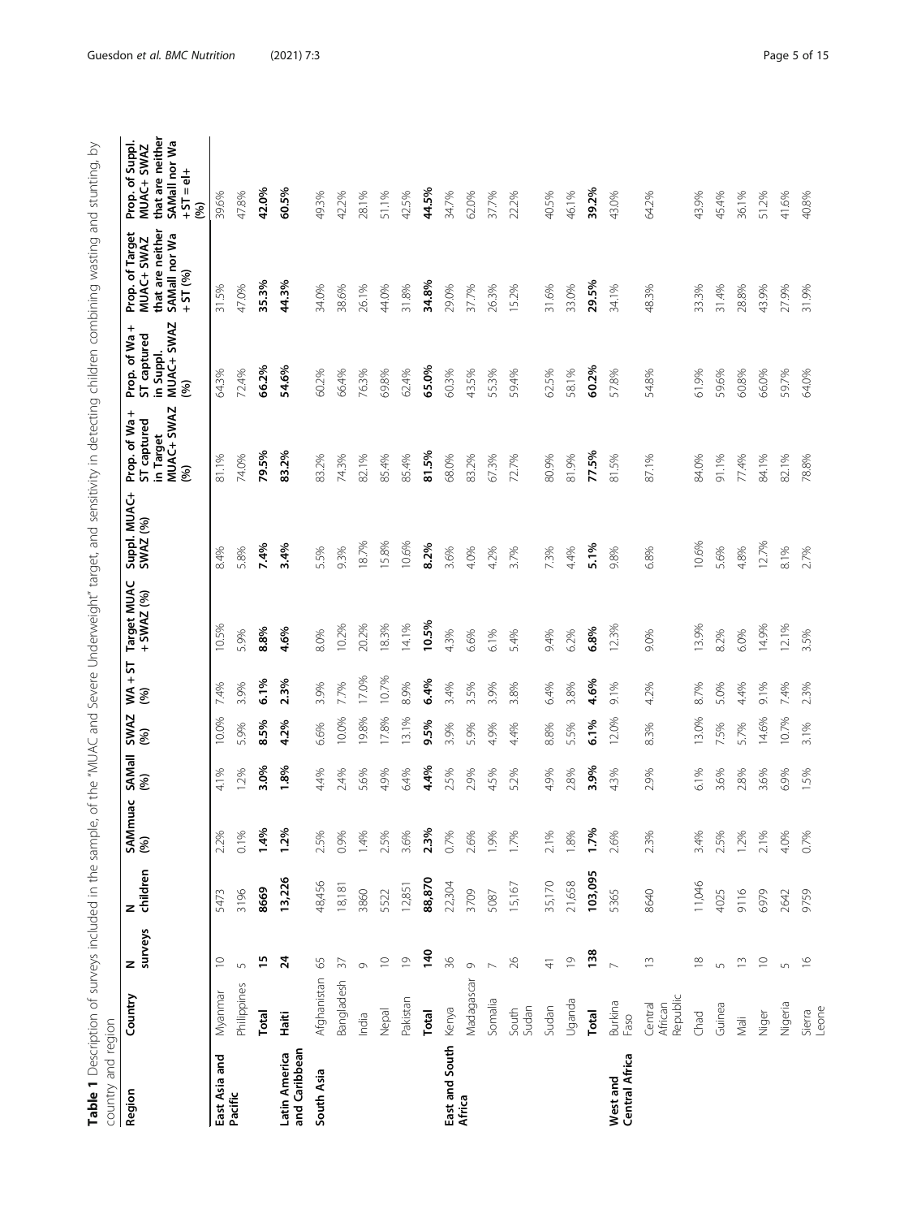**Table 1** Description of surveys included in the sample, of the "MUAC and Severe Underweight" target, and sensitivity in detecting children combining wasting and stunting, by country and region

| Region | Country | N surveys | N children | SAMmuac (%) | SAMall (%) | SWAZ (%) | WA + ST (%) | Target MUAC + SWAZ (%) | Suppl. MUAC+ SWAZ (%) | Prop. of Wa + ST captured in Target MUAC+ SWAZ (%) | Prop. of Wa + ST captured in Suppl. MUAC+ SWAZ (%) | Prop. of Target MUAC+ SWAZ that are neither SAMall nor Wa + ST (%) | Prop. of Suppl. MUAC+ SWAZ that are neither SAMall nor Wa + ST = el+ (%) |
|---|---|---|---|---|---|---|---|---|---|---|---|---|---|
| East Asia and Pacific | Myanmar | 10 | 5473 | 2.2% | 4.1% | 10.0% | 7.4% | 10.5% | 8.4% | 81.1% | 64.3% | 31.5% | 39.6% |
| | Philippines | 5 | 3196 | 0.1% | 1.2% | 5.9% | 3.9% | 5.9% | 5.8% | 74.0% | 72.4% | 47.0% | 47.8% |
| | **Total** | **15** | **8669** | **1.4%** | **3.0%** | **8.5%** | **6.1%** | **8.8%** | **7.4%** | **79.5%** | **66.2%** | **35.3%** | **42.0%** |
| Latin America and Caribbean | **Haiti** | **24** | **13,226** | **1.2%** | **1.8%** | **4.2%** | **2.3%** | **4.6%** | **3.4%** | **83.2%** | **54.6%** | **44.3%** | **60.5%** |
| South Asia | Afghanistan | 65 | 48,456 | 2.5% | 4.4% | 6.6% | 3.9% | 8.0% | 5.5% | 83.2% | 60.2% | 34.0% | 49.3% |
| | Bangladesh | 37 | 18,181 | 0.9% | 2.4% | 10.0% | 7.7% | 10.2% | 9.3% | 74.3% | 66.4% | 38.6% | 42.2% |
| | India | 9 | 3860 | 1.4% | 5.6% | 19.8% | 17.0% | 20.2% | 18.7% | 82.1% | 76.3% | 26.1% | 28.1% |
| | Nepal | 10 | 5522 | 2.5% | 4.9% | 17.8% | 10.7% | 18.3% | 15.8% | 85.4% | 69.8% | 44.0% | 51.1% |
| | Pakistan | 19 | 12,851 | 3.6% | 6.4% | 13.1% | 8.9% | 14.1% | 10.6% | 85.4% | 62.4% | 31.8% | 42.5% |
| | **Total** | **140** | **88,870** | **2.3%** | **4.4%** | **9.5%** | **6.4%** | **10.5%** | **8.2%** | **81.5%** | **65.0%** | **34.8%** | **44.5%** |
| East and South Africa | Kenya | 36 | 22,304 | 0.7% | 2.5% | 3.9% | 3.4% | 4.3% | 3.6% | 68.0% | 60.3% | 29.0% | 34.7% |
| | Madagascar | 9 | 3709 | 2.6% | 2.9% | 5.9% | 3.5% | 6.6% | 4.0% | 83.2% | 43.5% | 37.7% | 62.0% |
| | Somalia | 7 | 5087 | 1.9% | 4.5% | 4.9% | 3.9% | 6.1% | 4.2% | 67.3% | 55.3% | 26.3% | 37.7% |
| | South Sudan | 26 | 15,167 | 1.7% | 5.2% | 4.4% | 3.8% | 5.4% | 3.7% | 72.7% | 59.4% | 15.2% | 22.2% |
| | Sudan | 41 | 35,170 | 2.1% | 4.9% | 8.8% | 6.4% | 9.4% | 7.3% | 80.9% | 62.5% | 31.6% | 40.5% |
| | Uganda | 19 | 21,658 | 1.8% | 2.8% | 5.5% | 3.8% | 6.2% | 4.4% | 81.9% | 58.1% | 33.0% | 46.1% |
| | **Total** | **138** | **103,095** | **1.7%** | **3.9%** | **6.1%** | **4.6%** | **6.8%** | **5.1%** | **77.5%** | **60.2%** | **29.5%** | **39.2%** |
| West and Central Africa | Burkina Faso | 7 | 5365 | 2.6% | 4.3% | 12.0% | 9.1% | 12.3% | 9.8% | 81.5% | 57.8% | 34.1% | 43.0% |
| | Central African Republic | 13 | 8640 | 2.3% | 2.9% | 8.3% | 4.2% | 9.0% | 6.8% | 87.1% | 54.8% | 48.3% | 64.2% |
| | Chad | 18 | 11,046 | 3.4% | 6.1% | 13.0% | 8.7% | 13.9% | 10.6% | 84.0% | 61.9% | 33.3% | 43.9% |
| | Guinea | 5 | 4025 | 2.5% | 3.6% | 7.5% | 5.0% | 8.2% | 5.6% | 91.1% | 59.6% | 31.4% | 45.4% |
| | Mali | 13 | 9116 | 1.2% | 2.8% | 5.7% | 4.4% | 6.0% | 4.8% | 77.4% | 60.8% | 28.8% | 36.1% |
| | Niger | 10 | 6979 | 2.1% | 3.6% | 14.6% | 9.1% | 14.9% | 12.7% | 84.1% | 66.0% | 43.9% | 51.2% |
| | Nigeria | 5 | 2642 | 4.0% | 6.9% | 10.7% | 7.4% | 12.1% | 8.1% | 82.1% | 59.7% | 27.9% | 41.6% |
| | Sierra Leone | 16 | 9759 | 0.7% | 1.5% | 3.1% | 2.3% | 3.5% | 2.7% | 78.8% | 64.0% | 31.9% | 40.8% |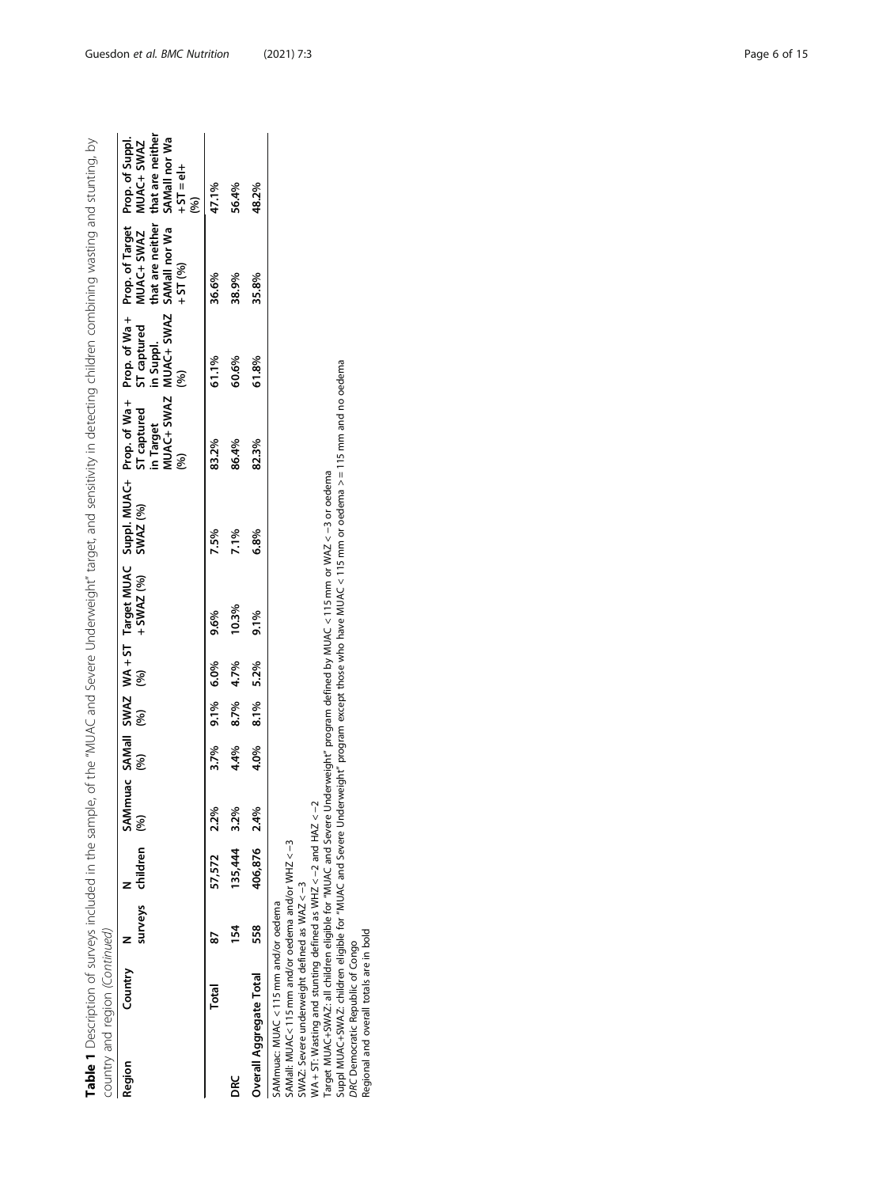**Table 1** Description of surveys included in the sample, of the "MUAC and Severe Underweight" target, and sensitivity in detecting children combining wasting and stunting, by country and region *(Continued)*

| Region | Country | N surveys | N children | SAMmuac (%) | SAMall (%) | SWAZ (%) | WA + ST (%) | Target MUAC + SWAZ (%) | Suppl. MUAC+ SWAZ (%) | Prop. of Wa + ST captured in Target MUAC+ SWAZ (%) | Prop. of Wa + ST captured in Suppl. MUAC+ SWAZ (%) | Prop. of Target MUAC+ SWAZ that are neither SAMall nor Wa + ST (%) | Prop. of Suppl. MUAC+ SWAZ that are neither SAMall nor Wa + ST = el+ (%) |
|---|---|---|---|---|---|---|---|---|---|---|---|---|---|
| | **Total** | **87** | **57,572** | **2.2%** | **3.7%** | **9.1%** | **6.0%** | **9.6%** | **7.5%** | **83.2%** | **61.1%** | **36.6%** | **47.1%** |
| **DRC** | | **154** | **135,444** | **3.2%** | **4.4%** | **8.7%** | **4.7%** | **10.3%** | **7.1%** | **86.4%** | **60.6%** | **38.9%** | **56.4%** |
| **Overall Aggregate Total** | | **558** | **406,876** | **2.4%** | **4.0%** | **8.1%** | **5.2%** | **9.1%** | **6.8%** | **82.3%** | **61.8%** | **35.8%** | **48.2%** |

SAMmuac: MUAC < 115 mm and/or oedema
SAMall: MUAC< 115 mm and/or oedema and/or WHZ < −3
SWAZ: Severe underweight defined as WAZ < −3
WA + ST: Wasting and stunting defined as WHZ < −2 and HAZ < −2
Target MUAC+SWAZ: all children eligible for "MUAC and Severe Underweight" program defined by MUAC < 115 mm or WAZ < −3 or oedema
Suppl MUAC+SWAZ: children eligible for "MUAC and Severe Underweight" program except those who have MUAC < 115 mm or oedema >= 115 mm and no oedema
*DRC* Democratic Republic of Congo
Regional and overall totals are in bold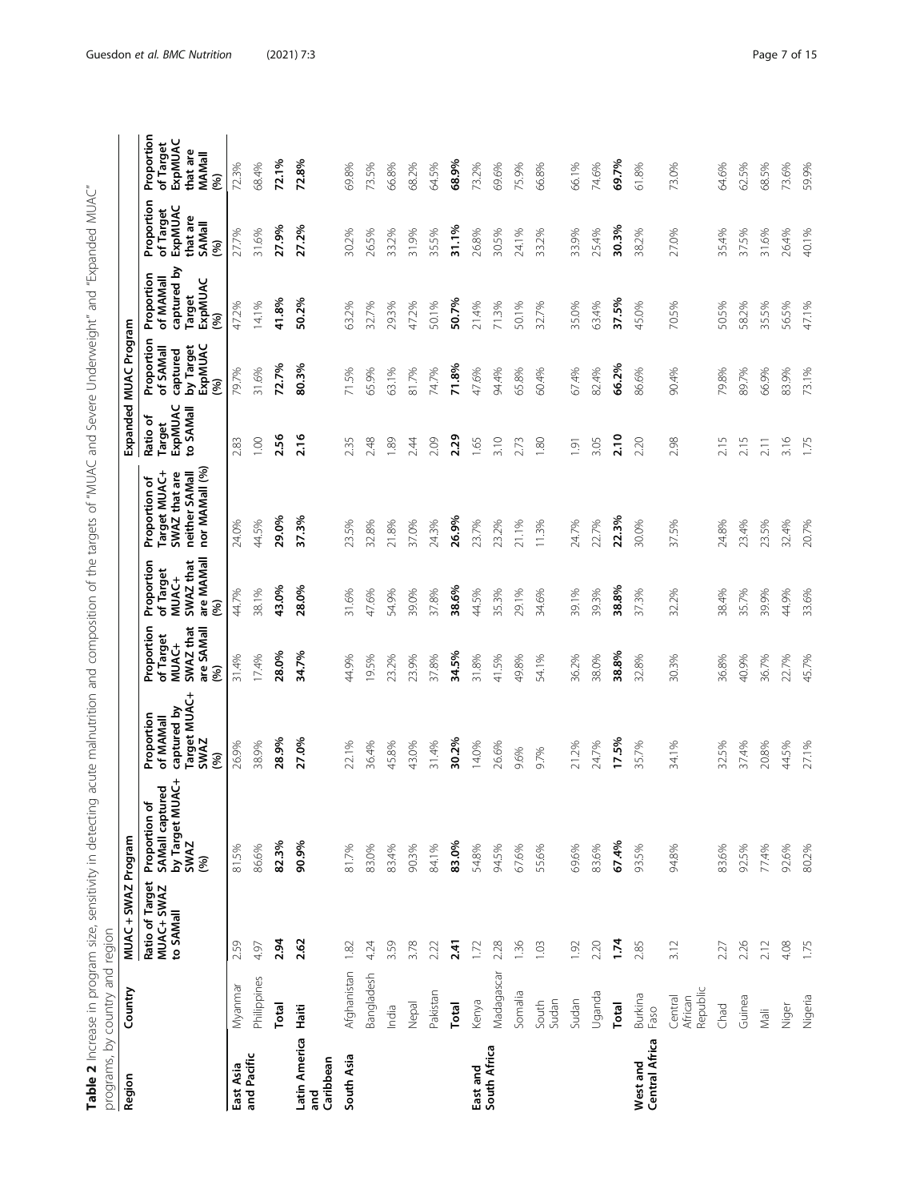**Table 2** Increase in program size, sensitivity in detecting acute malnutrition and composition of the targets of "MUAC and Severe Underweight" and "Expanded MUAC" programs, by country and region

| Region | Country | MUAC + SWAZ Program | | | | | | Expanded MUAC Program | | | | |
|---|---|---|---|---|---|---|---|---|---|---|---|---|
| | | Ratio of Target MUAC+ SWAZ to SAMall | Proportion of SAMall captured by Target MUAC+ SWAZ (%) | Proportion of MAMall captured by Target MUAC+ SWAZ (%) | Proportion of Target MUAC+ SWAZ that are SAMall (%) | Proportion of Target MUAC+ SWAZ that are MAMall (%) | Proportion of Target MUAC+ SWAZ that are neither SAMall nor MAMall (%) | Ratio of Target ExpMUAC to SAMall | Proportion of SAMall captured by Target ExpMUAC (%) | Proportion of MAMall captured by Target ExpMUAC (%) | Proportion of Target ExpMUAC that are SAMall (%) | Proportion of Target ExpMUAC that are MAMall (%) |
| East Asia and Pacific | Myanmar | 2.59 | 81.5% | 26.9% | 31.4% | 44.7% | 24.0% | 2.83 | 79.7% | 47.2% | 27.7% | 72.3% |
| | Philippines | 4.97 | 86.6% | 38.9% | 17.4% | 38.1% | 44.5% | 1.00 | 31.6% | 14.1% | 31.6% | 68.4% |
| | **Total** | **2.94** | **82.3%** | **28.9%** | **28.0%** | **43.0%** | **29.0%** | **2.56** | **72.7%** | **41.8%** | **27.9%** | **72.1%** |
| **Latin America and Caribbean** | **Haiti** | **2.62** | **90.9%** | **27.0%** | **34.7%** | **28.0%** | **37.3%** | **2.16** | **80.3%** | **50.2%** | **27.2%** | **72.8%** |
| South Asia | Afghanistan | 1.82 | 81.7% | 22.1% | 44.9% | 31.6% | 23.5% | 2.35 | 71.5% | 63.2% | 30.2% | 69.8% |
| | Bangladesh | 4.24 | 83.0% | 36.4% | 19.5% | 47.6% | 32.8% | 2.48 | 65.9% | 32.7% | 26.5% | 73.5% |
| | India | 3.59 | 83.4% | 45.8% | 23.2% | 54.9% | 21.8% | 1.89 | 63.1% | 29.3% | 33.2% | 66.8% |
| | Nepal | 3.78 | 90.3% | 43.0% | 23.9% | 39.0% | 37.0% | 2.44 | 81.7% | 47.2% | 31.9% | 68.2% |
| | Pakistan | 2.22 | 84.1% | 31.4% | 37.8% | 37.8% | 24.3% | 2.09 | 74.7% | 50.1% | 35.5% | 64.5% |
| | **Total** | **2.41** | **83.0%** | **30.2%** | **34.5%** | **38.6%** | **26.9%** | **2.29** | **71.8%** | **50.7%** | **31.1%** | **68.9%** |
| East and South Africa | Kenya | 1.72 | 54.8% | 14.0% | 31.8% | 44.5% | 23.7% | 1.65 | 47.6% | 21.4% | 26.8% | 73.2% |
| | Madagascar | 2.28 | 94.5% | 26.6% | 41.5% | 35.3% | 23.2% | 3.10 | 94.4% | 71.3% | 30.5% | 69.6% |
| | Somalia | 1.36 | 67.6% | 9.6% | 49.8% | 29.1% | 21.1% | 2.73 | 65.8% | 50.1% | 24.1% | 75.9% |
| | South Sudan | 1.03 | 55.6% | 9.7% | 54.1% | 34.6% | 11.3% | 1.80 | 60.4% | 32.7% | 33.2% | 66.8% |
| | Sudan | 1.92 | 69.6% | 21.2% | 36.2% | 39.1% | 24.7% | 1.91 | 67.4% | 35.0% | 33.9% | 66.1% |
| | Uganda | 2.20 | 83.6% | 24.7% | 38.0% | 39.3% | 22.7% | 3.05 | 82.4% | 63.4% | 25.4% | 74.6% |
| | **Total** | **1.74** | **67.4%** | **17.5%** | **38.8%** | **38.8%** | **22.3%** | **2.10** | **66.2%** | **37.5%** | **30.3%** | **69.7%** |
| West and Central Africa | Burkina Faso | 2.85 | 93.5% | 35.7% | 32.8% | 37.3% | 30.0% | 2.20 | 86.6% | 45.0% | 38.2% | 61.8% |
| | Central African Republic | 3.12 | 94.8% | 34.1% | 30.3% | 32.2% | 37.5% | 2.98 | 90.4% | 70.5% | 27.0% | 73.0% |
| | Chad | 2.27 | 83.6% | 32.5% | 36.8% | 38.4% | 24.8% | 2.15 | 79.8% | 50.5% | 35.4% | 64.6% |
| | Guinea | 2.26 | 92.5% | 37.4% | 40.9% | 35.7% | 23.4% | 2.15 | 89.7% | 58.2% | 37.5% | 62.5% |
| | Mali | 2.12 | 77.4% | 20.8% | 36.7% | 39.9% | 23.5% | 2.11 | 66.9% | 35.5% | 31.6% | 68.5% |
| | Niger | 4.08 | 92.6% | 44.5% | 22.7% | 44.9% | 32.4% | 3.16 | 83.9% | 56.5% | 26.4% | 73.6% |
| | Nigeria | 1.75 | 80.2% | 27.1% | 45.7% | 33.6% | 20.7% | 1.75 | 73.1% | 47.1% | 40.1% | 59.9% |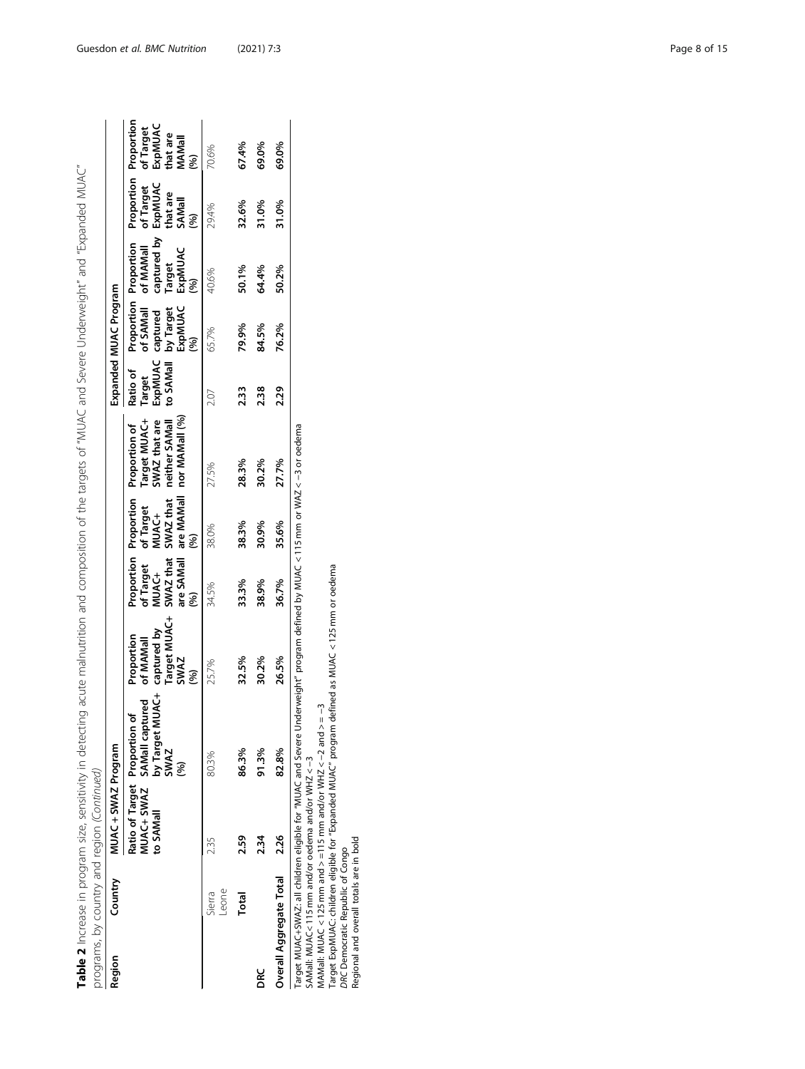**Table 2** Increase in program size, sensitivity in detecting acute malnutrition and composition of the targets of "MUAC and Severe Underweight" and "Expanded MUAC" programs, by country and region *(Continued)*

| Region | Country | MUAC + SWAZ Program | | | | | | | Expanded MUAC Program | | | | |
|---|---|---|---|---|---|---|---|---|---|---|---|---|---|
| | | Ratio of Target MUAC+ SWAZ to SAMall | Proportion of SAMall captured by Target MUAC+ SWAZ (%) | Proportion of MAMall captured by Target MUAC+ SWAZ (%) | Proportion of Target MUAC+ SWAZ that are SAMall (%) | Proportion of Target MUAC+ SWAZ that are MAMall (%) | Proportion of Target MUAC+ SWAZ that are neither SAMall nor MAMall (%) | Ratio of Target ExpMUAC to SAMall | Proportion of SAMall captured by Target ExpMUAC (%) | Proportion of MAMall captured by Target ExpMUAC (%) | Proportion of Target ExpMUAC that are SAMall (%) | Proportion of Target ExpMUAC that are MAMall (%) |
| | Sierra Leone | 2.35 | 80.3% | 25.7% | 34.5% | 38.0% | 27.5% | 2.07 | 65.7% | 40.6% | 29.4% | 70.6% |
| | **Total** | **2.59** | **86.3%** | **32.5%** | **33.3%** | **38.3%** | **28.3%** | **2.33** | **79.9%** | **50.1%** | **32.6%** | **67.4%** |
| **DRC** | | **2.34** | **91.3%** | **30.2%** | **38.9%** | **30.9%** | **30.2%** | **2.38** | **84.5%** | **64.4%** | **31.0%** | **69.0%** |
| **Overall Aggregate Total** | | **2.26** | **82.8%** | **26.5%** | **36.7%** | **35.6%** | **27.7%** | **2.29** | **76.2%** | **50.2%** | **31.0%** | **69.0%** |

Target MUAC+SWAZ: all children eligible for "MUAC and Severe Underweight" program defined by MUAC < 115 mm or WAZ < −3 or oedema
SAMall: MUAC< 115 mm and/or oedema and/or WHZ < −3
MAMall: MUAC < 125 mm and > =115 mm and/or WHZ < −2 and > = −3
Target ExpMUAC: children eligible for "Expanded MUAC" program defined as MUAC < 125 mm or oedema
*DRC* Democratic Republic of Congo
Regional and overall totals are in bold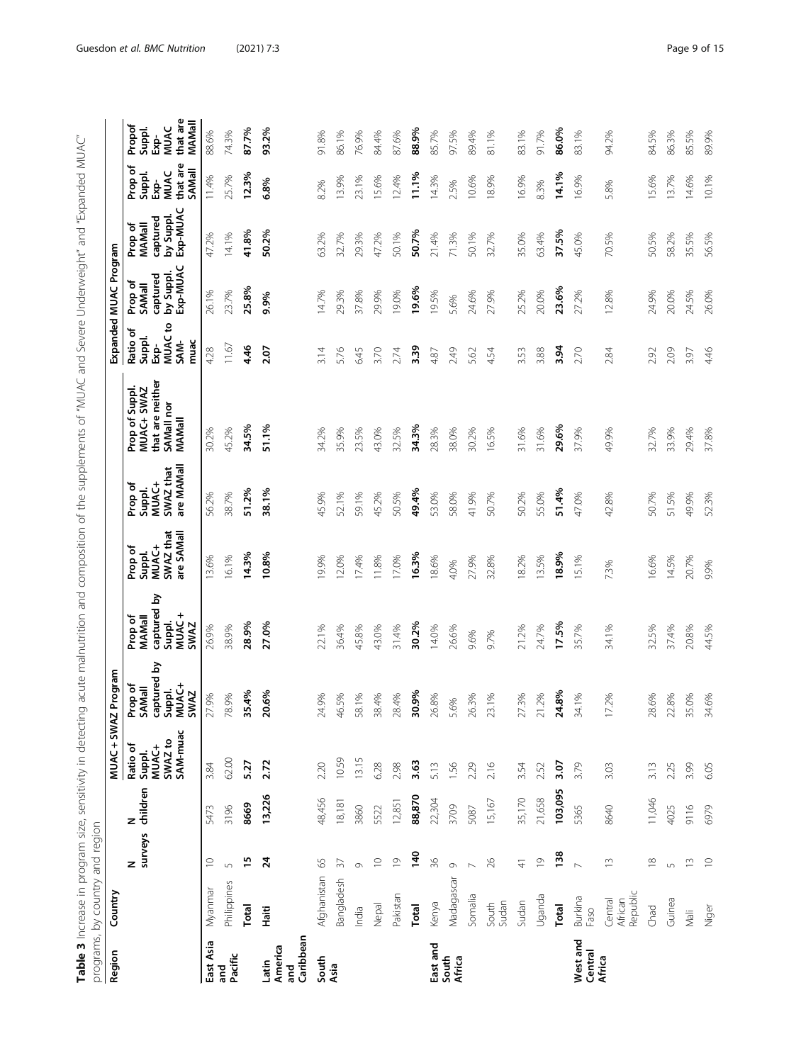**Table 3** Increase in program size, sensitivity in detecting acute malnutrition and composition of the supplements of "MUAC and Severe Underweight" and "Expanded MUAC" programs, by country and region

| Region | Country | N surveys | N children | MUAC + SWAZ Program | | | | | | Expanded MUAC Program | | | | |
|---|---|---|---|---|---|---|---|---|---|---|---|---|---|---|
| | | | | Ratio of Suppl. MUAC+ SWAZ to SAM-muac | Prop of SAMall captured by Suppl. MUAC+ SWAZ | Prop of MAMall captured by Suppl. MUAC + SWAZ | Prop of Suppl. MUAC+ SWAZ that are SAMall | Prop of Suppl. MUAC+ SWAZ that are MAMall | Prop of Suppl. MUAC+ SWAZ that are neither SAMall nor MAMall | Ratio of Suppl. Exp-MUAC to SAM-muac | Prop of SAMall captured by Suppl. Exp-MUAC | Prop of MAMall captured by Suppl. Exp-MUAC | Prop of Suppl. Exp-MUAC that are SAMall | Propof Suppl. Exp-MUAC that are MAMall |
| East Asia and Pacific | Myanmar | 10 | 5473 | 3.84 | 27.9% | 26.9% | 13.6% | 56.2% | 30.2% | 4.28 | 26.1% | 47.2% | 11.4% | 88.6% |
| | Philippines | 5 | 3196 | 62.00 | 78.9% | 38.9% | 16.1% | 38.7% | 45.2% | 11.67 | 23.7% | 14.1% | 25.7% | 74.3% |
| | **Total** | **15** | **8669** | **5.27** | **35.4%** | **28.9%** | **14.3%** | **51.2%** | **34.5%** | **4.46** | **25.8%** | **41.8%** | **12.3%** | **87.7%** |
| Latin America and Caribbean | **Haiti** | **24** | **13,226** | **2.72** | **20.6%** | **27.0%** | **10.8%** | **38.1%** | **51.1%** | **2.07** | **9.9%** | **50.2%** | **6.8%** | **93.2%** |
| South Asia | Afghanistan | 65 | 48,456 | 2.20 | 24.9% | 22.1% | 19.9% | 45.9% | 34.2% | 3.14 | 14.7% | 63.2% | 8.2% | 91.8% |
| | Bangladesh | 37 | 18,181 | 10.59 | 46.5% | 36.4% | 12.0% | 52.1% | 35.9% | 5.76 | 29.3% | 32.7% | 13.9% | 86.1% |
| | India | 9 | 3860 | 13.15 | 58.1% | 45.8% | 17.4% | 59.1% | 23.5% | 6.45 | 37.8% | 29.3% | 23.1% | 76.9% |
| | Nepal | 10 | 5522 | 6.28 | 38.4% | 43.0% | 11.8% | 45.2% | 43.0% | 3.70 | 29.9% | 47.2% | 15.6% | 84.4% |
| | Pakistan | 19 | 12,851 | 2.98 | 28.4% | 31.4% | 17.0% | 50.5% | 32.5% | 2.74 | 19.0% | 50.1% | 12.4% | 87.6% |
| | **Total** | **140** | **88,870** | **3.63** | **30.9%** | **30.2%** | **16.3%** | **49.4%** | **34.3%** | **3.39** | **19.6%** | **50.7%** | **11.1%** | **88.9%** |
| East and South Africa | Kenya | 36 | 22,304 | 5.13 | 26.8% | 14.0% | 18.6% | 53.0% | 28.3% | 4.87 | 19.5% | 21.4% | 14.3% | 85.7% |
| | Madagascar | 9 | 3709 | 1.56 | 5.6% | 26.6% | 4.0% | 58.0% | 38.0% | 2.49 | 5.6% | 71.3% | 2.5% | 97.5% |
| | Somalia | 7 | 5087 | 2.29 | 26.3% | 9.6% | 27.9% | 41.9% | 30.2% | 5.62 | 24.6% | 50.1% | 10.6% | 89.4% |
| | South Sudan | 26 | 15,167 | 2.16 | 23.1% | 9.7% | 32.8% | 50.7% | 16.5% | 4.54 | 27.9% | 32.7% | 18.9% | 81.1% |
| | Sudan | 41 | 35,170 | 3.54 | 27.3% | 21.2% | 18.2% | 50.2% | 31.6% | 3.53 | 25.2% | 35.0% | 16.9% | 83.1% |
| | Uganda | 19 | 21,658 | 2.52 | 21.2% | 24.7% | 13.5% | 55.0% | 31.6% | 3.88 | 20.0% | 63.4% | 8.3% | 91.7% |
| | **Total** | **138** | **103,095** | **3.07** | **24.8%** | **17.5%** | **18.9%** | **51.4%** | **29.6%** | **3.94** | **23.6%** | **37.5%** | **14.1%** | **86.0%** |
| West and Central Africa | Burkina Faso | 7 | 5365 | 3.79 | 34.1% | 35.7% | 15.1% | 47.0% | 37.9% | 2.70 | 27.2% | 45.0% | 16.9% | 83.1% |
| | Central African Republic | 13 | 8640 | 3.03 | 17.2% | 34.1% | 7.3% | 42.8% | 49.9% | 2.84 | 12.8% | 70.5% | 5.8% | 94.2% |
| | Chad | 18 | 11,046 | 3.13 | 28.6% | 32.5% | 16.6% | 50.7% | 32.7% | 2.92 | 24.9% | 50.5% | 15.6% | 84.5% |
| | Guinea | 5 | 4025 | 2.25 | 22.8% | 37.4% | 14.5% | 51.5% | 33.9% | 2.09 | 20.0% | 58.2% | 13.7% | 86.3% |
| | Mali | 13 | 9116 | 3.99 | 35.0% | 20.8% | 20.7% | 49.9% | 29.4% | 3.97 | 24.5% | 35.5% | 14.6% | 85.5% |
| | Niger | 10 | 6979 | 6.05 | 34.6% | 44.5% | 9.9% | 52.3% | 37.8% | 4.46 | 26.0% | 56.5% | 10.1% | 89.9% |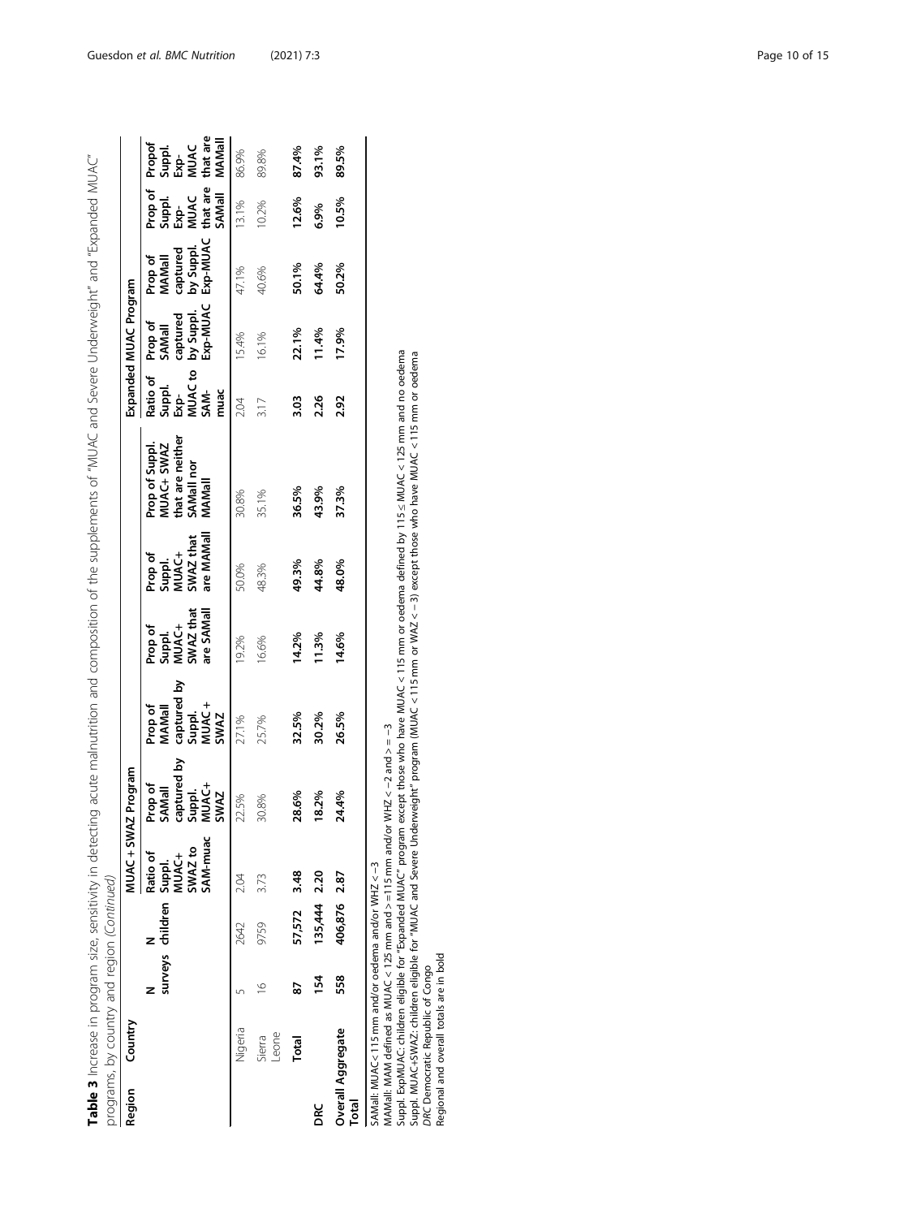**Table 3** Increase in program size, sensitivity in detecting acute malnutrition and composition of the supplements of "MUAC and Severe Underweight" and "Expanded MUAC" programs, by country and region *(Continued)*

| Region | Country | N surveys | N children | MUAC + SWAZ Program | | | | | | Expanded MUAC Program | | | | |
|---|---|---|---|---|---|---|---|---|---|---|---|---|---|---|
| | | | | Ratio of Suppl. MUAC+ SWAZ to SAM-muac | Prop of SAMall captured by Suppl. MUAC+ SWAZ | Prop of MAMall captured by Suppl. MUAC + SWAZ | Prop of Suppl. MUAC+ SWAZ that are SAMall | Prop of Suppl. MUAC+ SWAZ that are MAMall | Prop of Suppl. MUAC+ SWAZ that are neither SAMall nor MAMall | Ratio of Suppl. Exp-MUAC to SAM-muac | Prop of SAMall captured by Suppl. Exp-MUAC | Prop of MAMall captured by Suppl. Exp-MUAC | Prop of Suppl. Exp-MUAC that are SAMall | Propof Suppl. Exp-MUAC that are MAMall |
| | Nigeria | 5 | 2642 | 2.04 | 22.5% | 27.1% | 19.2% | 50.0% | 30.8% | 2.04 | 15.4% | 47.1% | 13.1% | 86.9% |
| | Sierra Leone | 16 | 9759 | 3.73 | 30.8% | 25.7% | 16.6% | 48.3% | 35.1% | 3.17 | 16.1% | 40.6% | 10.2% | 89.8% |
| | **Total** | **87** | **57,572** | **3.48** | **28.6%** | **32.5%** | **14.2%** | **49.3%** | **36.5%** | **3.03** | **22.1%** | **50.1%** | **12.6%** | **87.4%** |
| **DRC** | | **154** | **135,444** | **2.20** | **18.2%** | **30.2%** | **11.3%** | **44.8%** | **43.9%** | **2.26** | **11.4%** | **64.4%** | **6.9%** | **93.1%** |
| **Overall Aggregate Total** | | **558** | **406,876** | **2.87** | **24.4%** | **26.5%** | **14.6%** | **48.0%** | **37.3%** | **2.92** | **17.9%** | **50.2%** | **10.5%** | **89.5%** |

SAMall: MUAC < 115 mm and/or oedema and/or WHZ < −3
MAMall: MAM defined as MUAC < 125 mm and > =115 mm and/or WHZ < −2 and > = −3
Suppl. ExpMUAC: children eligible for "Expanded MUAC" program except those who have MUAC < 115 mm or oedema defined by 115 ≤ MUAC < 125 mm and no oedema
Suppl. MUAC+SWAZ: children eligible for "MUAC and Severe Underweight" program (MUAC < 115 mm or WAZ < −3) except those who have MUAC < 115 mm or oedema
*DRC* Democratic Republic of Congo
Regional and overall totals are in bold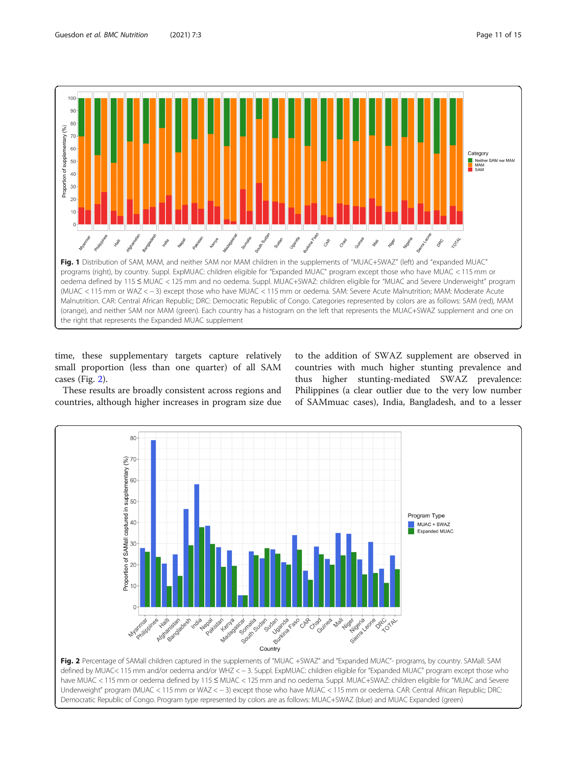**Fig. 1** Distribution of SAM, MAM, and neither SAM nor MAM children in the supplements of "MUAC+SWAZ" (left) and "expanded MUAC" programs (right), by country. Suppl. ExpMUAC: children eligible for "Expanded MUAC" program except those who have MUAC < 115 mm or oedema defined by 115 ≤ MUAC < 125 mm and no oedema. Suppl. MUAC+SWAZ: children eligible for "MUAC and Severe Underweight" program (MUAC < 115 mm or WAZ < − 3) except those who have MUAC < 115 mm or oedema. SAM: Severe Acute Malnutrition; MAM: Moderate Acute Malnutrition. CAR: Central African Republic; DRC: Democratic Republic of Congo. Categories represented by colors are as follows: SAM (red), MAM (orange), and neither SAM nor MAM (green). Each country has a histogram on the left that represents the MUAC+SWAZ supplement and one on the right that represents the Expanded MUAC supplement

time, these supplementary targets capture relatively small proportion (less than one quarter) of all SAM cases (Fig. 2).

These results are broadly consistent across regions and countries, although higher increases in program size due to the addition of SWAZ supplement are observed in countries with much higher stunting prevalence and thus higher stunting-mediated SWAZ prevalence: Philippines (a clear outlier due to the very low number of SAMmuac cases), India, Bangladesh, and to a lesser

**Fig. 2** Percentage of SAMall children captured in the supplements of "MUAC +SWAZ" and "Expanded MUAC"- programs, by country. SAMall: SAM defined by MUAC< 115 mm and/or oedema and/or WHZ < − 3. Suppl. ExpMUAC: children eligible for "Expanded MUAC" program except those who have MUAC < 115 mm or oedema defined by 115 ≤ MUAC < 125 mm and no oedema. Suppl. MUAC+SWAZ: children eligible for "MUAC and Severe Underweight" program (MUAC < 115 mm or WAZ < − 3) except those who have MUAC < 115 mm or oedema. CAR: Central African Republic; DRC: Democratic Republic of Congo. Program type represented by colors are as follows: MUAC+SWAZ (blue) and MUAC Expanded (green)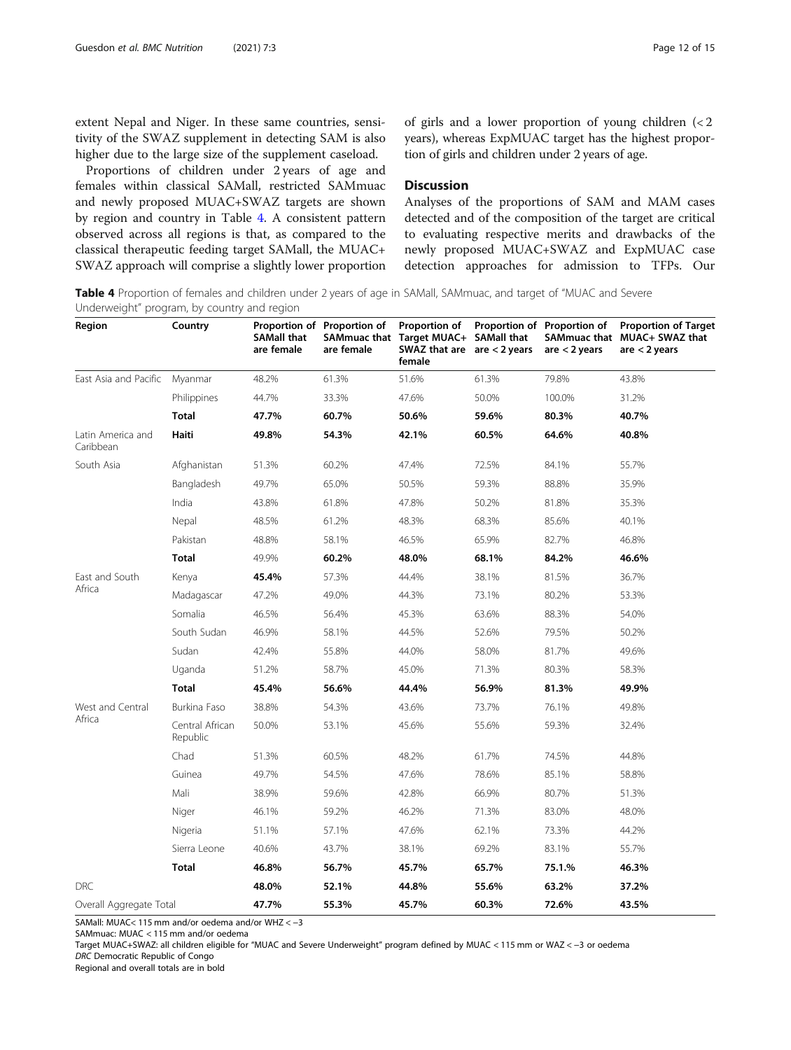extent Nepal and Niger. In these same countries, sensitivity of the SWAZ supplement in detecting SAM is also higher due to the large size of the supplement caseload.

Proportions of children under 2 years of age and females within classical SAMall, restricted SAMmuac and newly proposed MUAC+SWAZ targets are shown by region and country in Table 4. A consistent pattern observed across all regions is that, as compared to the classical therapeutic feeding target SAMall, the MUAC+SWAZ approach will comprise a slightly lower proportion of girls and a lower proportion of young children (< 2 years), whereas ExpMUAC target has the highest proportion of girls and children under 2 years of age.

## Discussion

Analyses of the proportions of SAM and MAM cases detected and of the composition of the target are critical to evaluating respective merits and drawbacks of the newly proposed MUAC+SWAZ and ExpMUAC case detection approaches for admission to TFPs. Our

**Table 4** Proportion of females and children under 2 years of age in SAMall, SAMmuac, and target of "MUAC and Severe Underweight" program, by country and region

| Region | Country | Proportion of SAMall that are female | Proportion of SAMmuac that are female | Proportion of Target MUAC+ SWAZ that are female | Proportion of SAMall that are < 2 years | Proportion of SAMmuac that are < 2 years | Proportion of Target MUAC+ SWAZ that are < 2 years |
|---|---|---|---|---|---|---|---|
| East Asia and Pacific | Myanmar | 48.2% | 61.3% | 51.6% | 61.3% | 79.8% | 43.8% |
| | Philippines | 44.7% | 33.3% | 47.6% | 50.0% | 100.0% | 31.2% |
| | **Total** | **47.7%** | **60.7%** | **50.6%** | **59.6%** | **80.3%** | **40.7%** |
| Latin America and Caribbean | **Haiti** | **49.8%** | **54.3%** | **42.1%** | **60.5%** | **64.6%** | **40.8%** |
| South Asia | Afghanistan | 51.3% | 60.2% | 47.4% | 72.5% | 84.1% | 55.7% |
| | Bangladesh | 49.7% | 65.0% | 50.5% | 59.3% | 88.8% | 35.9% |
| | India | 43.8% | 61.8% | 47.8% | 50.2% | 81.8% | 35.3% |
| | Nepal | 48.5% | 61.2% | 48.3% | 68.3% | 85.6% | 40.1% |
| | Pakistan | 48.8% | 58.1% | 46.5% | 65.9% | 82.7% | 46.8% |
| | **Total** | 49.9% | **60.2%** | **48.0%** | **68.1%** | **84.2%** | **46.6%** |
| East and South Africa | Kenya | **45.4%** | 57.3% | 44.4% | 38.1% | 81.5% | 36.7% |
| | Madagascar | 47.2% | 49.0% | 44.3% | 73.1% | 80.2% | 53.3% |
| | Somalia | 46.5% | 56.4% | 45.3% | 63.6% | 88.3% | 54.0% |
| | South Sudan | 46.9% | 58.1% | 44.5% | 52.6% | 79.5% | 50.2% |
| | Sudan | 42.4% | 55.8% | 44.0% | 58.0% | 81.7% | 49.6% |
| | Uganda | 51.2% | 58.7% | 45.0% | 71.3% | 80.3% | 58.3% |
| | **Total** | **45.4%** | **56.6%** | **44.4%** | **56.9%** | **81.3%** | **49.9%** |
| West and Central Africa | Burkina Faso | 38.8% | 54.3% | 43.6% | 73.7% | 76.1% | 49.8% |
| | Central African Republic | 50.0% | 53.1% | 45.6% | 55.6% | 59.3% | 32.4% |
| | Chad | 51.3% | 60.5% | 48.2% | 61.7% | 74.5% | 44.8% |
| | Guinea | 49.7% | 54.5% | 47.6% | 78.6% | 85.1% | 58.8% |
| | Mali | 38.9% | 59.6% | 42.8% | 66.9% | 80.7% | 51.3% |
| | Niger | 46.1% | 59.2% | 46.2% | 71.3% | 83.0% | 48.0% |
| | Nigeria | 51.1% | 57.1% | 47.6% | 62.1% | 73.3% | 44.2% |
| | Sierra Leone | 40.6% | 43.7% | 38.1% | 69.2% | 83.1% | 55.7% |
| | **Total** | **46.8%** | **56.7%** | **45.7%** | **65.7%** | **75.1.%** | **46.3%** |
| DRC | | **48.0%** | **52.1%** | **44.8%** | **55.6%** | **63.2%** | **37.2%** |
| Overall Aggregate Total | | **47.7%** | **55.3%** | **45.7%** | **60.3%** | **72.6%** | **43.5%** |

SAMall: MUAC< 115 mm and/or oedema and/or WHZ < −3

SAMmuac: MUAC < 115 mm and/or oedema

Target MUAC+SWAZ: all children eligible for "MUAC and Severe Underweight" program defined by MUAC < 115 mm or WAZ < −3 or oedema

*DRC* Democratic Republic of Congo

Regional and overall totals are in bold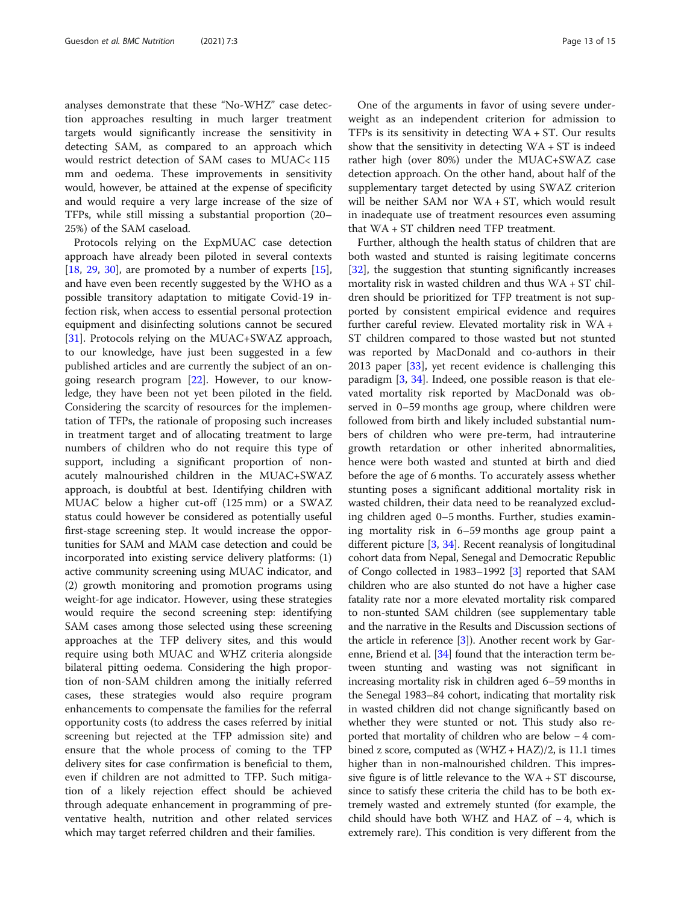analyses demonstrate that these "No-WHZ" case detection approaches resulting in much larger treatment targets would significantly increase the sensitivity in detecting SAM, as compared to an approach which would restrict detection of SAM cases to MUAC< 115 mm and oedema. These improvements in sensitivity would, however, be attained at the expense of specificity and would require a very large increase of the size of TFPs, while still missing a substantial proportion (20–25%) of the SAM caseload.

Protocols relying on the ExpMUAC case detection approach have already been piloted in several contexts [18, 29, 30], are promoted by a number of experts [15], and have even been recently suggested by the WHO as a possible transitory adaptation to mitigate Covid-19 infection risk, when access to essential personal protection equipment and disinfecting solutions cannot be secured [31]. Protocols relying on the MUAC+SWAZ approach, to our knowledge, have just been suggested in a few published articles and are currently the subject of an ongoing research program [22]. However, to our knowledge, they have been not yet been piloted in the field. Considering the scarcity of resources for the implementation of TFPs, the rationale of proposing such increases in treatment target and of allocating treatment to large numbers of children who do not require this type of support, including a significant proportion of non-acutely malnourished children in the MUAC+SWAZ approach, is doubtful at best. Identifying children with MUAC below a higher cut-off (125 mm) or a SWAZ status could however be considered as potentially useful first-stage screening step. It would increase the opportunities for SAM and MAM case detection and could be incorporated into existing service delivery platforms: (1) active community screening using MUAC indicator, and (2) growth monitoring and promotion programs using weight-for age indicator. However, using these strategies would require the second screening step: identifying SAM cases among those selected using these screening approaches at the TFP delivery sites, and this would require using both MUAC and WHZ criteria alongside bilateral pitting oedema. Considering the high proportion of non-SAM children among the initially referred cases, these strategies would also require program enhancements to compensate the families for the referral opportunity costs (to address the cases referred by initial screening but rejected at the TFP admission site) and ensure that the whole process of coming to the TFP delivery sites for case confirmation is beneficial to them, even if children are not admitted to TFP. Such mitigation of a likely rejection effect should be achieved through adequate enhancement in programming of preventative health, nutrition and other related services which may target referred children and their families.

One of the arguments in favor of using severe underweight as an independent criterion for admission to TFPs is its sensitivity in detecting WA + ST. Our results show that the sensitivity in detecting WA + ST is indeed rather high (over 80%) under the MUAC+SWAZ case detection approach. On the other hand, about half of the supplementary target detected by using SWAZ criterion will be neither SAM nor WA + ST, which would result in inadequate use of treatment resources even assuming that WA + ST children need TFP treatment.

Further, although the health status of children that are both wasted and stunted is raising legitimate concerns [32], the suggestion that stunting significantly increases mortality risk in wasted children and thus WA + ST children should be prioritized for TFP treatment is not supported by consistent empirical evidence and requires further careful review. Elevated mortality risk in WA + ST children compared to those wasted but not stunted was reported by MacDonald and co-authors in their 2013 paper [33], yet recent evidence is challenging this paradigm [3, 34]. Indeed, one possible reason is that elevated mortality risk reported by MacDonald was observed in 0–59 months age group, where children were followed from birth and likely included substantial numbers of children who were pre-term, had intrauterine growth retardation or other inherited abnormalities, hence were both wasted and stunted at birth and died before the age of 6 months. To accurately assess whether stunting poses a significant additional mortality risk in wasted children, their data need to be reanalyzed excluding children aged 0–5 months. Further, studies examining mortality risk in 6–59 months age group paint a different picture [3, 34]. Recent reanalysis of longitudinal cohort data from Nepal, Senegal and Democratic Republic of Congo collected in 1983–1992 [3] reported that SAM children who are also stunted do not have a higher case fatality rate nor a more elevated mortality risk compared to non-stunted SAM children (see supplementary table and the narrative in the Results and Discussion sections of the article in reference [3]). Another recent work by Garenne, Briend et al. [34] found that the interaction term between stunting and wasting was not significant in increasing mortality risk in children aged 6–59 months in the Senegal 1983–84 cohort, indicating that mortality risk in wasted children did not change significantly based on whether they were stunted or not. This study also reported that mortality of children who are below − 4 combined z score, computed as (WHZ + HAZ)/2, is 11.1 times higher than in non-malnourished children. This impressive figure is of little relevance to the WA + ST discourse, since to satisfy these criteria the child has to be both extremely wasted and extremely stunted (for example, the child should have both WHZ and HAZ of − 4, which is extremely rare). This condition is very different from the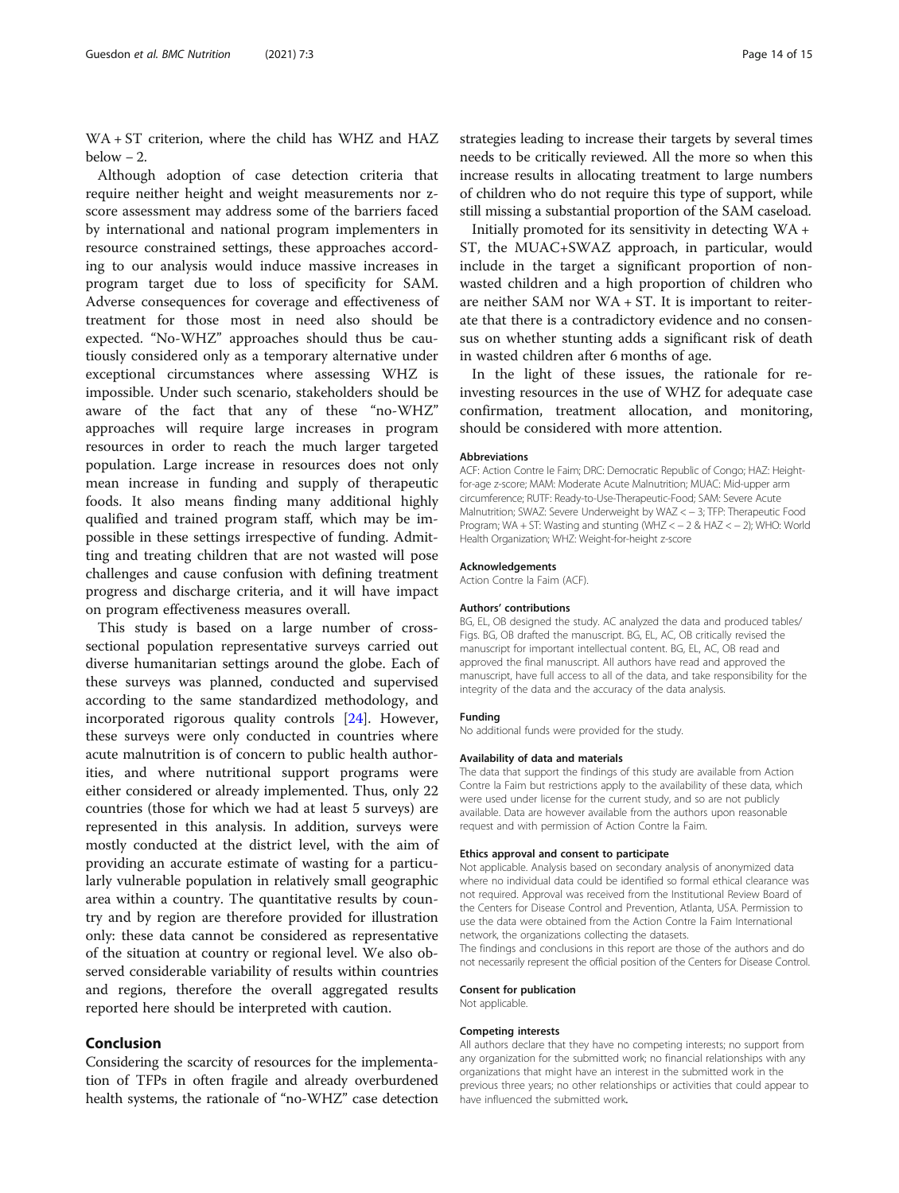WA + ST criterion, where the child has WHZ and HAZ below − 2.

Although adoption of case detection criteria that require neither height and weight measurements nor z-score assessment may address some of the barriers faced by international and national program implementers in resource constrained settings, these approaches according to our analysis would induce massive increases in program target due to loss of specificity for SAM. Adverse consequences for coverage and effectiveness of treatment for those most in need also should be expected. "No-WHZ" approaches should thus be cautiously considered only as a temporary alternative under exceptional circumstances where assessing WHZ is impossible. Under such scenario, stakeholders should be aware of the fact that any of these "no-WHZ" approaches will require large increases in program resources in order to reach the much larger targeted population. Large increase in resources does not only mean increase in funding and supply of therapeutic foods. It also means finding many additional highly qualified and trained program staff, which may be impossible in these settings irrespective of funding. Admitting and treating children that are not wasted will pose challenges and cause confusion with defining treatment progress and discharge criteria, and it will have impact on program effectiveness measures overall.

This study is based on a large number of cross-sectional population representative surveys carried out diverse humanitarian settings around the globe. Each of these surveys was planned, conducted and supervised according to the same standardized methodology, and incorporated rigorous quality controls [24]. However, these surveys were only conducted in countries where acute malnutrition is of concern to public health authorities, and where nutritional support programs were either considered or already implemented. Thus, only 22 countries (those for which we had at least 5 surveys) are represented in this analysis. In addition, surveys were mostly conducted at the district level, with the aim of providing an accurate estimate of wasting for a particularly vulnerable population in relatively small geographic area within a country. The quantitative results by country and by region are therefore provided for illustration only: these data cannot be considered as representative of the situation at country or regional level. We also observed considerable variability of results within countries and regions, therefore the overall aggregated results reported here should be interpreted with caution.

## Conclusion

Considering the scarcity of resources for the implementation of TFPs in often fragile and already overburdened health systems, the rationale of "no-WHZ" case detection strategies leading to increase their targets by several times needs to be critically reviewed. All the more so when this increase results in allocating treatment to large numbers of children who do not require this type of support, while still missing a substantial proportion of the SAM caseload.

Initially promoted for its sensitivity in detecting WA + ST, the MUAC+SWAZ approach, in particular, would include in the target a significant proportion of non-wasted children and a high proportion of children who are neither SAM nor WA + ST. It is important to reiterate that there is a contradictory evidence and no consensus on whether stunting adds a significant risk of death in wasted children after 6 months of age.

In the light of these issues, the rationale for re-investing resources in the use of WHZ for adequate case confirmation, treatment allocation, and monitoring, should be considered with more attention.

#### Abbreviations

ACF: Action Contre le Faim; DRC: Democratic Republic of Congo; HAZ: Height-for-age z-score; MAM: Moderate Acute Malnutrition; MUAC: Mid-upper arm circumference; RUTF: Ready-to-Use-Therapeutic-Food; SAM: Severe Acute Malnutrition; SWAZ: Severe Underweight by WAZ < − 3; TFP: Therapeutic Food Program; WA + ST: Wasting and stunting (WHZ < − 2 & HAZ < − 2); WHO: World Health Organization; WHZ: Weight-for-height z-score

#### Acknowledgements

Action Contre la Faim (ACF).

#### Authors' contributions

BG, EL, OB designed the study. AC analyzed the data and produced tables/Figs. BG, OB drafted the manuscript. BG, EL, AC, OB critically revised the manuscript for important intellectual content. BG, EL, AC, OB read and approved the final manuscript. All authors have read and approved the manuscript, have full access to all of the data, and take responsibility for the integrity of the data and the accuracy of the data analysis.

#### Funding

No additional funds were provided for the study.

#### Availability of data and materials

The data that support the findings of this study are available from Action Contre la Faim but restrictions apply to the availability of these data, which were used under license for the current study, and so are not publicly available. Data are however available from the authors upon reasonable request and with permission of Action Contre la Faim.

#### Ethics approval and consent to participate

Not applicable. Analysis based on secondary analysis of anonymized data where no individual data could be identified so formal ethical clearance was not required. Approval was received from the Institutional Review Board of the Centers for Disease Control and Prevention, Atlanta, USA. Permission to use the data were obtained from the Action Contre la Faim International network, the organizations collecting the datasets.
The findings and conclusions in this report are those of the authors and do not necessarily represent the official position of the Centers for Disease Control.

#### Consent for publication

Not applicable.

#### Competing interests

All authors declare that they have no competing interests; no support from any organization for the submitted work; no financial relationships with any organizations that might have an interest in the submitted work in the previous three years; no other relationships or activities that could appear to have influenced the submitted work.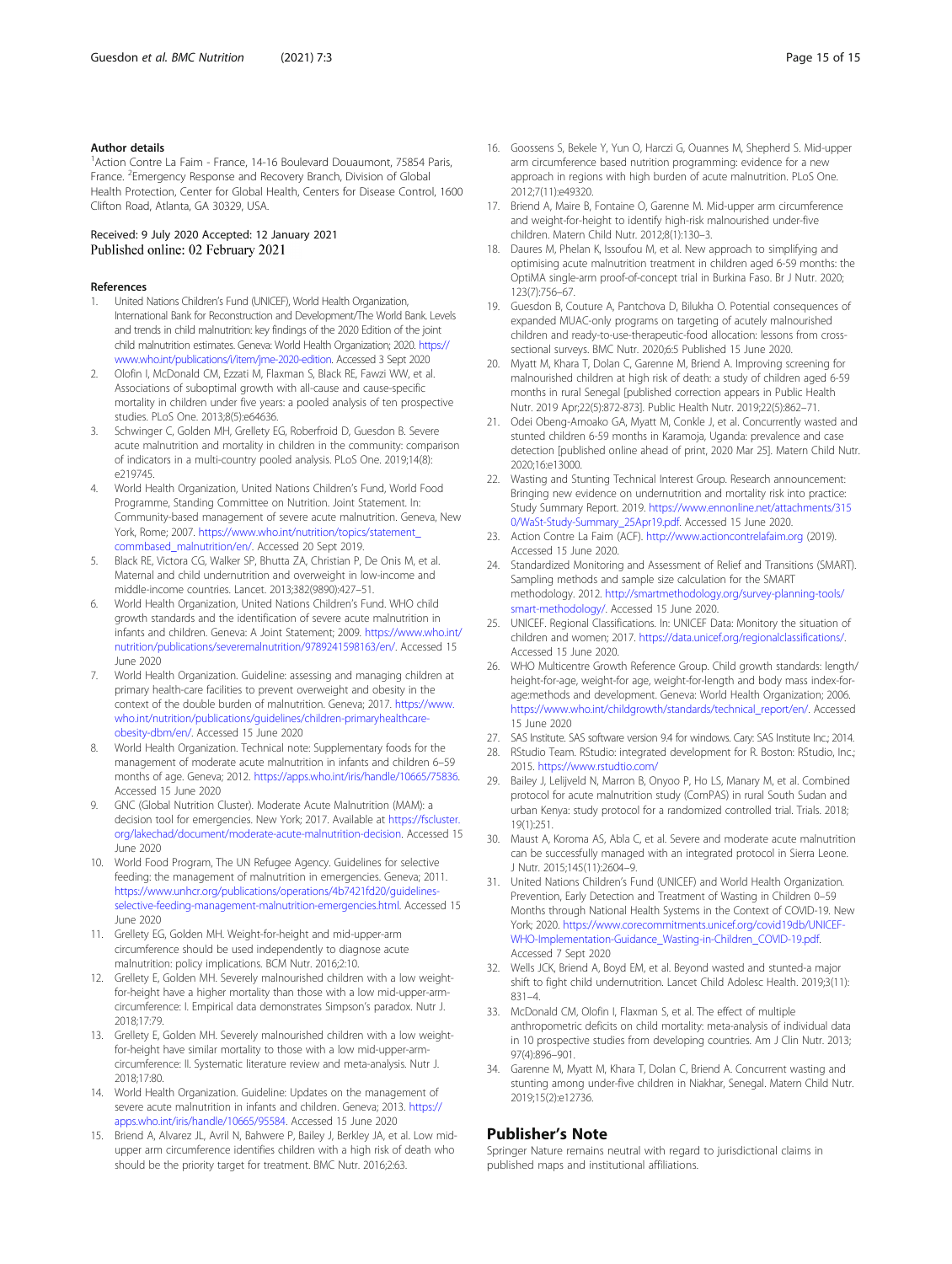### Author details

[1]Action Contre La Faim - France, 14-16 Boulevard Douaumont, 75854 Paris, France. [2]Emergency Response and Recovery Branch, Division of Global Health Protection, Center for Global Health, Centers for Disease Control, 1600 Clifton Road, Atlanta, GA 30329, USA.

Received: 9 July 2020 Accepted: 12 January 2021
Published online: 02 February 2021

### References

1. United Nations Children's Fund (UNICEF), World Health Organization, International Bank for Reconstruction and Development/The World Bank. Levels and trends in child malnutrition: key findings of the 2020 Edition of the joint child malnutrition estimates. Geneva: World Health Organization; 2020. https://www.who.int/publications/i/item/jme-2020-edition. Accessed 3 Sept 2020
2. Olofin I, McDonald CM, Ezzati M, Flaxman S, Black RE, Fawzi WW, et al. Associations of suboptimal growth with all-cause and cause-specific mortality in children under five years: a pooled analysis of ten prospective studies. PLoS One. 2013;8(5):e64636.
3. Schwinger C, Golden MH, Grellety EG, Roberfroid D, Guesdon B. Severe acute malnutrition and mortality in children in the community: comparison of indicators in a multi-country pooled analysis. PLoS One. 2019;14(8): e219745.
4. World Health Organization, United Nations Children's Fund, World Food Programme, Standing Committee on Nutrition. Joint Statement. In: Community-based management of severe acute malnutrition. Geneva, New York, Rome; 2007. https://www.who.int/nutrition/topics/statement_commbased_malnutrition/en/. Accessed 20 Sept 2019.
5. Black RE, Victora CG, Walker SP, Bhutta ZA, Christian P, De Onis M, et al. Maternal and child undernutrition and overweight in low-income and middle-income countries. Lancet. 2013;382(9890):427–51.
6. World Health Organization, United Nations Children's Fund. WHO child growth standards and the identification of severe acute malnutrition in infants and children. Geneva: A Joint Statement; 2009. https://www.who.int/nutrition/publications/severemalnutrition/9789241598163/en/. Accessed 15 June 2020
7. World Health Organization. Guideline: assessing and managing children at primary health-care facilities to prevent overweight and obesity in the context of the double burden of malnutrition. Geneva; 2017. https://www.who.int/nutrition/publications/guidelines/children-primaryhealthcare-obesity-dbm/en/. Accessed 15 June 2020
8. World Health Organization. Technical note: Supplementary foods for the management of moderate acute malnutrition in infants and children 6–59 months of age. Geneva; 2012. https://apps.who.int/iris/handle/10665/75836. Accessed 15 June 2020
9. GNC (Global Nutrition Cluster). Moderate Acute Malnutrition (MAM): a decision tool for emergencies. New York; 2017. Available at https://fscluster.org/lakechad/document/moderate-acute-malnutrition-decision. Accessed 15 June 2020
10. World Food Program, The UN Refugee Agency. Guidelines for selective feeding: the management of malnutrition in emergencies. Geneva; 2011. https://www.unhcr.org/publications/operations/4b7421fd20/guidelines-selective-feeding-management-malnutrition-emergencies.html. Accessed 15 June 2020
11. Grellety EG, Golden MH. Weight-for-height and mid-upper-arm circumference should be used independently to diagnose acute malnutrition: policy implications. BCM Nutr. 2016;2:10.
12. Grellety E, Golden MH. Severely malnourished children with a low weight-for-height have a higher mortality than those with a low mid-upper-arm-circumference: I. Empirical data demonstrates Simpson's paradox. Nutr J. 2018;17:79.
13. Grellety E, Golden MH. Severely malnourished children with a low weight-for-height have similar mortality to those with a low mid-upper-arm-circumference: II. Systematic literature review and meta-analysis. Nutr J. 2018;17:80.
14. World Health Organization. Guideline: Updates on the management of severe acute malnutrition in infants and children. Geneva; 2013. https://apps.who.int/iris/handle/10665/95584. Accessed 15 June 2020
15. Briend A, Alvarez JL, Avril N, Bahwere P, Bailey J, Berkley JA, et al. Low mid-upper arm circumference identifies children with a high risk of death who should be the priority target for treatment. BMC Nutr. 2016;2:63.
16. Goossens S, Bekele Y, Yun O, Harczi G, Ouannes M, Shepherd S. Mid-upper arm circumference based nutrition programming: evidence for a new approach in regions with high burden of acute malnutrition. PLoS One. 2012;7(11):e49320.
17. Briend A, Maire B, Fontaine O, Garenne M. Mid-upper arm circumference and weight-for-height to identify high-risk malnourished under-five children. Matern Child Nutr. 2012;8(1):130–3.
18. Daures M, Phelan K, Issoufou M, et al. New approach to simplifying and optimising acute malnutrition treatment in children aged 6-59 months: the OptiMA single-arm proof-of-concept trial in Burkina Faso. Br J Nutr. 2020;123(7):756–67.
19. Guesdon B, Couture A, Pantchova D, Bilukha O. Potential consequences of expanded MUAC-only programs on targeting of acutely malnourished children and ready-to-use-therapeutic-food allocation: lessons from cross-sectional surveys. BMC Nutr. 2020;6:5 Published 15 June 2020.
20. Myatt M, Khara T, Dolan C, Garenne M, Briend A. Improving screening for malnourished children at high risk of death: a study of children aged 6-59 months in rural Senegal [published correction appears in Public Health Nutr. 2019 Apr;22(5):872-873]. Public Health Nutr. 2019;22(5):862–71.
21. Odei Obeng-Amoako GA, Myatt M, Conkle J, et al. Concurrently wasted and stunted children 6-59 months in Karamoja, Uganda: prevalence and case detection [published online ahead of print, 2020 Mar 25]. Matern Child Nutr. 2020;16:e13000.
22. Wasting and Stunting Technical Interest Group. Research announcement: Bringing new evidence on undernutrition and mortality risk into practice: Study Summary Report. 2019. https://www.ennonline.net/attachments/3150/WaSt-Study-Summary_25Apr19.pdf. Accessed 15 June 2020.
23. Action Contre La Faim (ACF). http://www.actioncontrelafaim.org (2019). Accessed 15 June 2020.
24. Standardized Monitoring and Assessment of Relief and Transitions (SMART). Sampling methods and sample size calculation for the SMART methodology. 2012. http://smartmethodology.org/survey-planning-tools/smart-methodology/. Accessed 15 June 2020.
25. UNICEF. Regional Classifications. In: UNICEF Data: Monitory the situation of children and women; 2017. https://data.unicef.org/regionalclassifications/. Accessed 15 June 2020.
26. WHO Multicentre Growth Reference Group. Child growth standards: length/height-for-age, weight-for age, weight-for-length and body mass index-for-age:methods and development. Geneva: World Health Organization; 2006. https://www.who.int/childgrowth/standards/technical_report/en/. Accessed 15 June 2020
27. SAS Institute. SAS software version 9.4 for windows. Cary: SAS Institute Inc.; 2014.
28. RStudio Team. RStudio: integrated development for R. Boston: RStudio, Inc.; 2015. https://www.rstudtio.com/
29. Bailey J, Lelijveld N, Marron B, Onyoo P, Ho LS, Manary M, et al. Combined protocol for acute malnutrition study (ComPAS) in rural South Sudan and urban Kenya: study protocol for a randomized controlled trial. Trials. 2018;19(1):251.
30. Maust A, Koroma AS, Abla C, et al. Severe and moderate acute malnutrition can be successfully managed with an integrated protocol in Sierra Leone. J Nutr. 2015;145(11):2604–9.
31. United Nations Children's Fund (UNICEF) and World Health Organization. Prevention, Early Detection and Treatment of Wasting in Children 0–59 Months through National Health Systems in the Context of COVID-19. New York; 2020. https://www.corecommitments.unicef.org/covid19db/UNICEF-WHO-Implementation-Guidance_Wasting-in-Children_COVID-19.pdf. Accessed 7 Sept 2020
32. Wells JCK, Briend A, Boyd EM, et al. Beyond wasted and stunted-a major shift to fight child undernutrition. Lancet Child Adolesc Health. 2019;3(11): 831–4.
33. McDonald CM, Olofin I, Flaxman S, et al. The effect of multiple anthropometric deficits on child mortality: meta-analysis of individual data in 10 prospective studies from developing countries. Am J Clin Nutr. 2013; 97(4):896–901.
34. Garenne M, Myatt M, Khara T, Dolan C, Briend A. Concurrent wasting and stunting among under-five children in Niakhar, Senegal. Matern Child Nutr. 2019;15(2):e12736.

## Publisher's Note

Springer Nature remains neutral with regard to jurisdictional claims in published maps and institutional affiliations.